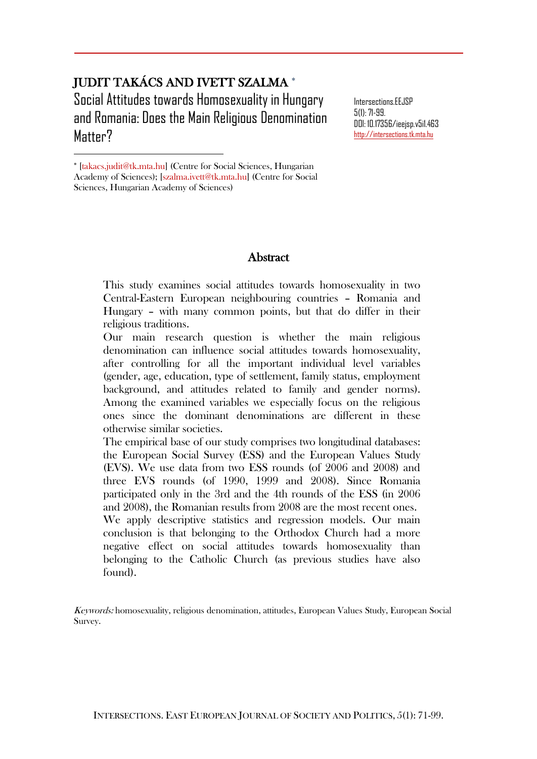# JUDIT TAKÁCS AND IVETT SZALMA *

## Social Attitudes towards Homosexuality in Hungary and Romania: Does the Main Religious Denomination Matter?

Intersections.EEJSP
5(1): 71-99.
DOI: 10.17356/ieejsp.v5i1.463
http://intersections.tk.mta.hu

* [takacs.judit@tk.mta.hu] (Centre for Social Sciences, Hungarian Academy of Sciences); [szalma.ivett@tk.mta.hu] (Centre for Social Sciences, Hungarian Academy of Sciences)

### Abstract

This study examines social attitudes towards homosexuality in two Central-Eastern European neighbouring countries – Romania and Hungary – with many common points, but that do differ in their religious traditions.

Our main research question is whether the main religious denomination can influence social attitudes towards homosexuality, after controlling for all the important individual level variables (gender, age, education, type of settlement, family status, employment background, and attitudes related to family and gender norms). Among the examined variables we especially focus on the religious ones since the dominant denominations are different in these otherwise similar societies.

The empirical base of our study comprises two longitudinal databases: the European Social Survey (ESS) and the European Values Study (EVS). We use data from two ESS rounds (of 2006 and 2008) and three EVS rounds (of 1990, 1999 and 2008). Since Romania participated only in the 3rd and the 4th rounds of the ESS (in 2006 and 2008), the Romanian results from 2008 are the most recent ones.

We apply descriptive statistics and regression models. Our main conclusion is that belonging to the Orthodox Church had a more negative effect on social attitudes towards homosexuality than belonging to the Catholic Church (as previous studies have also found).

*Keywords:* homosexuality, religious denomination, attitudes, European Values Study, European Social Survey.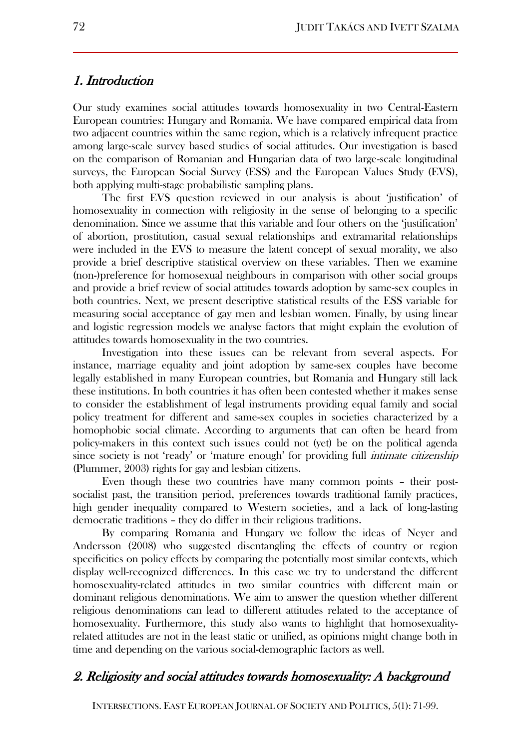## 1. Introduction

Our study examines social attitudes towards homosexuality in two Central-Eastern European countries: Hungary and Romania. We have compared empirical data from two adjacent countries within the same region, which is a relatively infrequent practice among large-scale survey based studies of social attitudes. Our investigation is based on the comparison of Romanian and Hungarian data of two large-scale longitudinal surveys, the European Social Survey (ESS) and the European Values Study (EVS), both applying multi-stage probabilistic sampling plans.

The first EVS question reviewed in our analysis is about 'justification' of homosexuality in connection with religiosity in the sense of belonging to a specific denomination. Since we assume that this variable and four others on the 'justification' of abortion, prostitution, casual sexual relationships and extramarital relationships were included in the EVS to measure the latent concept of sexual morality, we also provide a brief descriptive statistical overview on these variables. Then we examine (non-)preference for homosexual neighbours in comparison with other social groups and provide a brief review of social attitudes towards adoption by same-sex couples in both countries. Next, we present descriptive statistical results of the ESS variable for measuring social acceptance of gay men and lesbian women. Finally, by using linear and logistic regression models we analyse factors that might explain the evolution of attitudes towards homosexuality in the two countries.

Investigation into these issues can be relevant from several aspects. For instance, marriage equality and joint adoption by same-sex couples have become legally established in many European countries, but Romania and Hungary still lack these institutions. In both countries it has often been contested whether it makes sense to consider the establishment of legal instruments providing equal family and social policy treatment for different and same-sex couples in societies characterized by a homophobic social climate. According to arguments that can often be heard from policy-makers in this context such issues could not (yet) be on the political agenda since society is not 'ready' or 'mature enough' for providing full *intimate citizenship* (Plummer, 2003) rights for gay and lesbian citizens.

Even though these two countries have many common points – their post-socialist past, the transition period, preferences towards traditional family practices, high gender inequality compared to Western societies, and a lack of long-lasting democratic traditions – they do differ in their religious traditions.

By comparing Romania and Hungary we follow the ideas of Neyer and Andersson (2008) who suggested disentangling the effects of country or region specificities on policy effects by comparing the potentially most similar contexts, which display well-recognized differences. In this case we try to understand the different homosexuality-related attitudes in two similar countries with different main or dominant religious denominations. We aim to answer the question whether different religious denominations can lead to different attitudes related to the acceptance of homosexuality. Furthermore, this study also wants to highlight that homosexuality-related attitudes are not in the least static or unified, as opinions might change both in time and depending on the various social-demographic factors as well.

## 2. Religiosity and social attitudes towards homosexuality: A background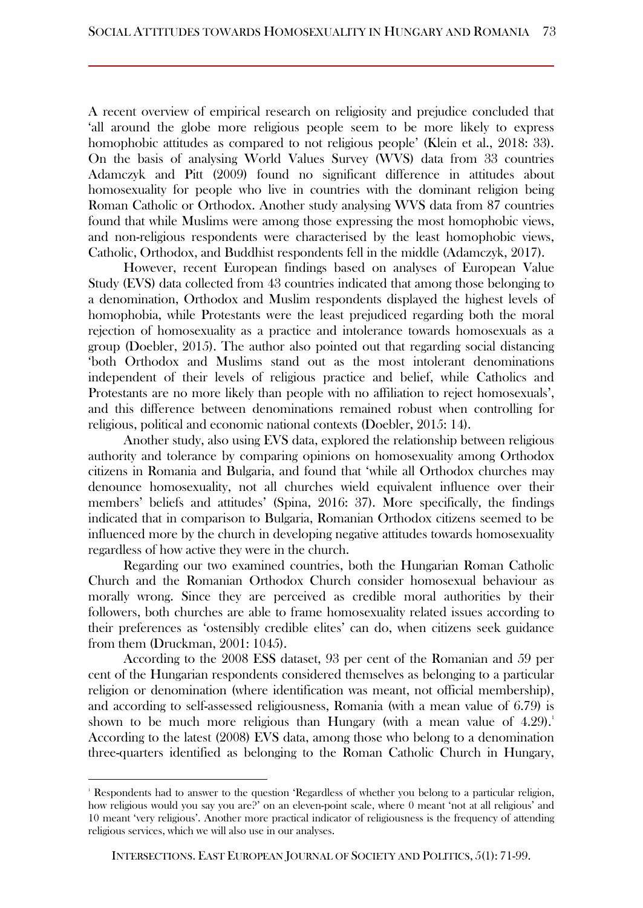A recent overview of empirical research on religiosity and prejudice concluded that 'all around the globe more religious people seem to be more likely to express homophobic attitudes as compared to not religious people' (Klein et al., 2018: 33). On the basis of analysing World Values Survey (WVS) data from 33 countries Adamczyk and Pitt (2009) found no significant difference in attitudes about homosexuality for people who live in countries with the dominant religion being Roman Catholic or Orthodox. Another study analysing WVS data from 87 countries found that while Muslims were among those expressing the most homophobic views, and non-religious respondents were characterised by the least homophobic views, Catholic, Orthodox, and Buddhist respondents fell in the middle (Adamczyk, 2017).

However, recent European findings based on analyses of European Value Study (EVS) data collected from 43 countries indicated that among those belonging to a denomination, Orthodox and Muslim respondents displayed the highest levels of homophobia, while Protestants were the least prejudiced regarding both the moral rejection of homosexuality as a practice and intolerance towards homosexuals as a group (Doebler, 2015). The author also pointed out that regarding social distancing 'both Orthodox and Muslims stand out as the most intolerant denominations independent of their levels of religious practice and belief, while Catholics and Protestants are no more likely than people with no affiliation to reject homosexuals', and this difference between denominations remained robust when controlling for religious, political and economic national contexts (Doebler, 2015: 14).

Another study, also using EVS data, explored the relationship between religious authority and tolerance by comparing opinions on homosexuality among Orthodox citizens in Romania and Bulgaria, and found that 'while all Orthodox churches may denounce homosexuality, not all churches wield equivalent influence over their members' beliefs and attitudes' (Spina, 2016: 37). More specifically, the findings indicated that in comparison to Bulgaria, Romanian Orthodox citizens seemed to be influenced more by the church in developing negative attitudes towards homosexuality regardless of how active they were in the church.

Regarding our two examined countries, both the Hungarian Roman Catholic Church and the Romanian Orthodox Church consider homosexual behaviour as morally wrong. Since they are perceived as credible moral authorities by their followers, both churches are able to frame homosexuality related issues according to their preferences as 'ostensibly credible elites' can do, when citizens seek guidance from them (Druckman, 2001: 1045).

According to the 2008 ESS dataset, 93 per cent of the Romanian and 59 per cent of the Hungarian respondents considered themselves as belonging to a particular religion or denomination (where identification was meant, not official membership), and according to self-assessed religiousness, Romania (with a mean value of 6.79) is shown to be much more religious than Hungary (with a mean value of 4.29).[1] According to the latest (2008) EVS data, among those who belong to a denomination three-quarters identified as belonging to the Roman Catholic Church in Hungary,

[1] Respondents had to answer to the question 'Regardless of whether you belong to a particular religion, how religious would you say you are?' on an eleven-point scale, where 0 meant 'not at all religious' and 10 meant 'very religious'. Another more practical indicator of religiousness is the frequency of attending religious services, which we will also use in our analyses.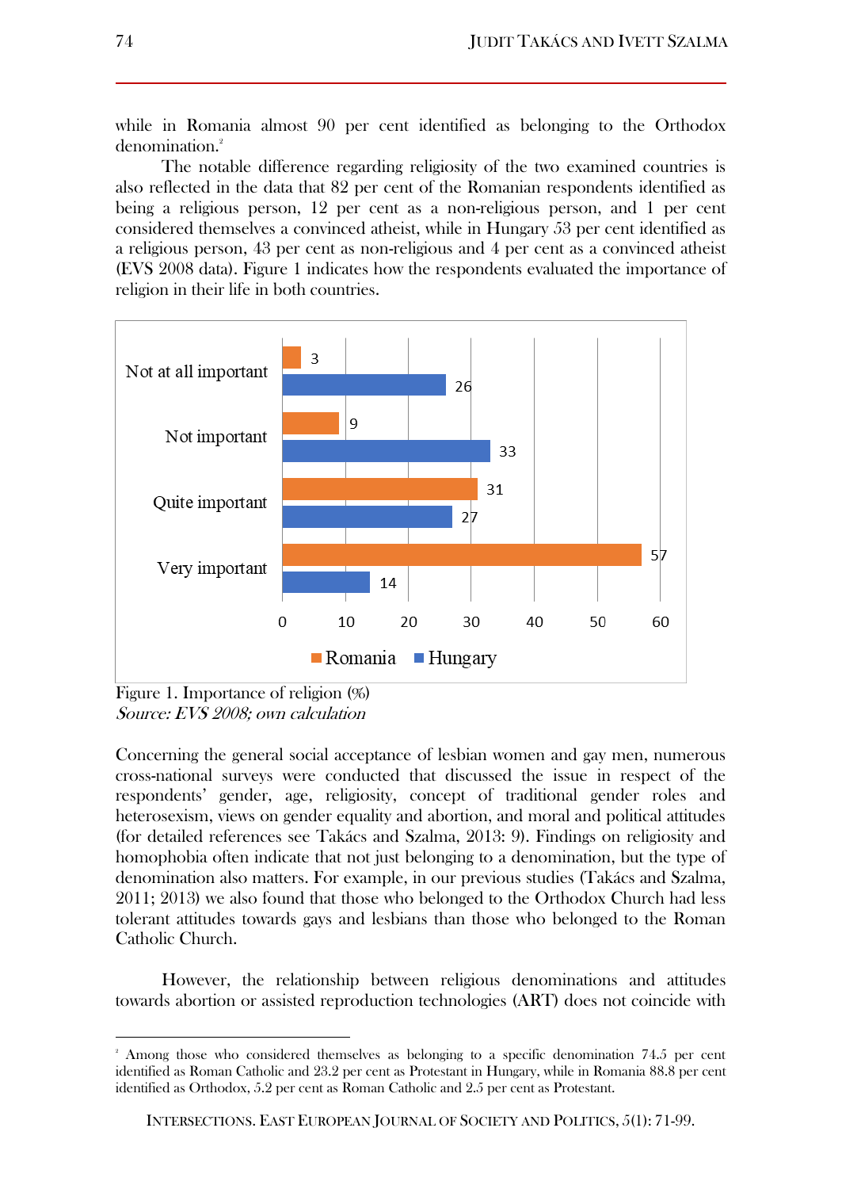while in Romania almost 90 per cent identified as belonging to the Orthodox denomination.[2]

The notable difference regarding religiosity of the two examined countries is also reflected in the data that 82 per cent of the Romanian respondents identified as being a religious person, 12 per cent as a non-religious person, and 1 per cent considered themselves a convinced atheist, while in Hungary 53 per cent identified as a religious person, 43 per cent as non-religious and 4 per cent as a convinced atheist (EVS 2008 data). Figure 1 indicates how the respondents evaluated the importance of religion in their life in both countries.

| | Romania | Hungary |
|---|---|---|
| Not at all important | 3 | 26 |
| Not important | 9 | 33 |
| Quite important | 31 | 27 |
| Very important | 57 | 14 |

Figure 1. Importance of religion (%)
*Source: EVS 2008; own calculation*

Concerning the general social acceptance of lesbian women and gay men, numerous cross-national surveys were conducted that discussed the issue in respect of the respondents' gender, age, religiosity, concept of traditional gender roles and heterosexism, views on gender equality and abortion, and moral and political attitudes (for detailed references see Takács and Szalma, 2013: 9). Findings on religiosity and homophobia often indicate that not just belonging to a denomination, but the type of denomination also matters. For example, in our previous studies (Takács and Szalma, 2011; 2013) we also found that those who belonged to the Orthodox Church had less tolerant attitudes towards gays and lesbians than those who belonged to the Roman Catholic Church.

However, the relationship between religious denominations and attitudes towards abortion or assisted reproduction technologies (ART) does not coincide with

[2] Among those who considered themselves as belonging to a specific denomination 74.5 per cent identified as Roman Catholic and 23.2 per cent as Protestant in Hungary, while in Romania 88.8 per cent identified as Orthodox, 5.2 per cent as Roman Catholic and 2.5 per cent as Protestant.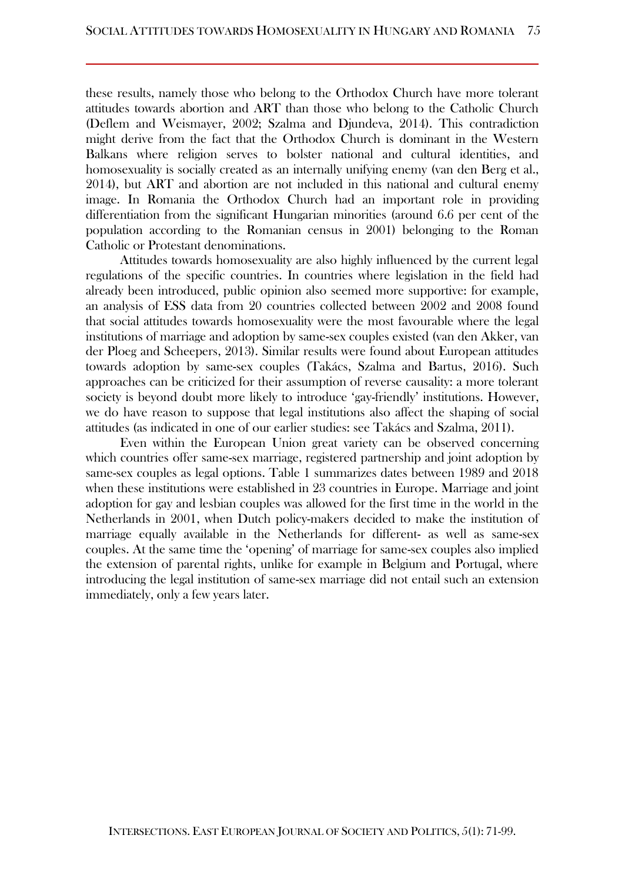these results, namely those who belong to the Orthodox Church have more tolerant attitudes towards abortion and ART than those who belong to the Catholic Church (Deflem and Weismayer, 2002; Szalma and Djundeva, 2014). This contradiction might derive from the fact that the Orthodox Church is dominant in the Western Balkans where religion serves to bolster national and cultural identities, and homosexuality is socially created as an internally unifying enemy (van den Berg et al., 2014), but ART and abortion are not included in this national and cultural enemy image. In Romania the Orthodox Church had an important role in providing differentiation from the significant Hungarian minorities (around 6.6 per cent of the population according to the Romanian census in 2001) belonging to the Roman Catholic or Protestant denominations.

Attitudes towards homosexuality are also highly influenced by the current legal regulations of the specific countries. In countries where legislation in the field had already been introduced, public opinion also seemed more supportive: for example, an analysis of ESS data from 20 countries collected between 2002 and 2008 found that social attitudes towards homosexuality were the most favourable where the legal institutions of marriage and adoption by same-sex couples existed (van den Akker, van der Ploeg and Scheepers, 2013). Similar results were found about European attitudes towards adoption by same-sex couples (Takács, Szalma and Bartus, 2016). Such approaches can be criticized for their assumption of reverse causality: a more tolerant society is beyond doubt more likely to introduce 'gay-friendly' institutions. However, we do have reason to suppose that legal institutions also affect the shaping of social attitudes (as indicated in one of our earlier studies: see Takács and Szalma, 2011).

Even within the European Union great variety can be observed concerning which countries offer same-sex marriage, registered partnership and joint adoption by same-sex couples as legal options. Table 1 summarizes dates between 1989 and 2018 when these institutions were established in 23 countries in Europe. Marriage and joint adoption for gay and lesbian couples was allowed for the first time in the world in the Netherlands in 2001, when Dutch policy-makers decided to make the institution of marriage equally available in the Netherlands for different- as well as same-sex couples. At the same time the 'opening' of marriage for same-sex couples also implied the extension of parental rights, unlike for example in Belgium and Portugal, where introducing the legal institution of same-sex marriage did not entail such an extension immediately, only a few years later.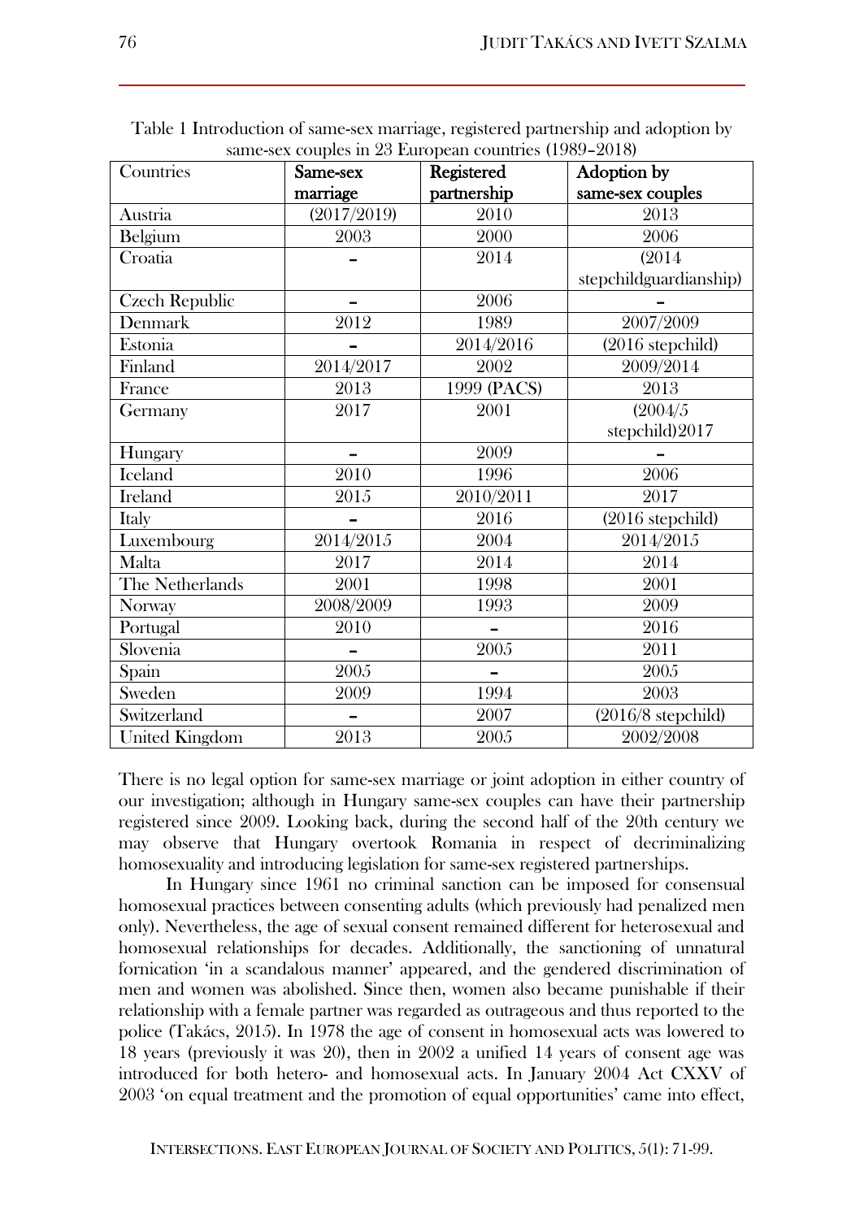Table 1 Introduction of same-sex marriage, registered partnership and adoption by same-sex couples in 23 European countries (1989–2018)

| Countries | Same-sex marriage | Registered partnership | Adoption by same-sex couples |
|---|---|---|---|
| Austria | (2017/2019) | 2010 | 2013 |
| Belgium | 2003 | 2000 | 2006 |
| Croatia | – | 2014 | (2014 stepchildguardianship) |
| Czech Republic | – | 2006 | – |
| Denmark | 2012 | 1989 | 2007/2009 |
| Estonia | – | 2014/2016 | (2016 stepchild) |
| Finland | 2014/2017 | 2002 | 2009/2014 |
| France | 2013 | 1999 (PACS) | 2013 |
| Germany | 2017 | 2001 | (2004/5 stepchild)2017 |
| Hungary | – | 2009 | – |
| Iceland | 2010 | 1996 | 2006 |
| Ireland | 2015 | 2010/2011 | 2017 |
| Italy | – | 2016 | (2016 stepchild) |
| Luxembourg | 2014/2015 | 2004 | 2014/2015 |
| Malta | 2017 | 2014 | 2014 |
| The Netherlands | 2001 | 1998 | 2001 |
| Norway | 2008/2009 | 1993 | 2009 |
| Portugal | 2010 | – | 2016 |
| Slovenia | – | 2005 | 2011 |
| Spain | 2005 | – | 2005 |
| Sweden | 2009 | 1994 | 2003 |
| Switzerland | – | 2007 | (2016/8 stepchild) |
| United Kingdom | 2013 | 2005 | 2002/2008 |

There is no legal option for same-sex marriage or joint adoption in either country of our investigation; although in Hungary same-sex couples can have their partnership registered since 2009. Looking back, during the second half of the 20th century we may observe that Hungary overtook Romania in respect of decriminalizing homosexuality and introducing legislation for same-sex registered partnerships.

In Hungary since 1961 no criminal sanction can be imposed for consensual homosexual practices between consenting adults (which previously had penalized men only). Nevertheless, the age of sexual consent remained different for heterosexual and homosexual relationships for decades. Additionally, the sanctioning of unnatural fornication 'in a scandalous manner' appeared, and the gendered discrimination of men and women was abolished. Since then, women also became punishable if their relationship with a female partner was regarded as outrageous and thus reported to the police (Takács, 2015). In 1978 the age of consent in homosexual acts was lowered to 18 years (previously it was 20), then in 2002 a unified 14 years of consent age was introduced for both hetero- and homosexual acts. In January 2004 Act CXXV of 2003 'on equal treatment and the promotion of equal opportunities' came into effect,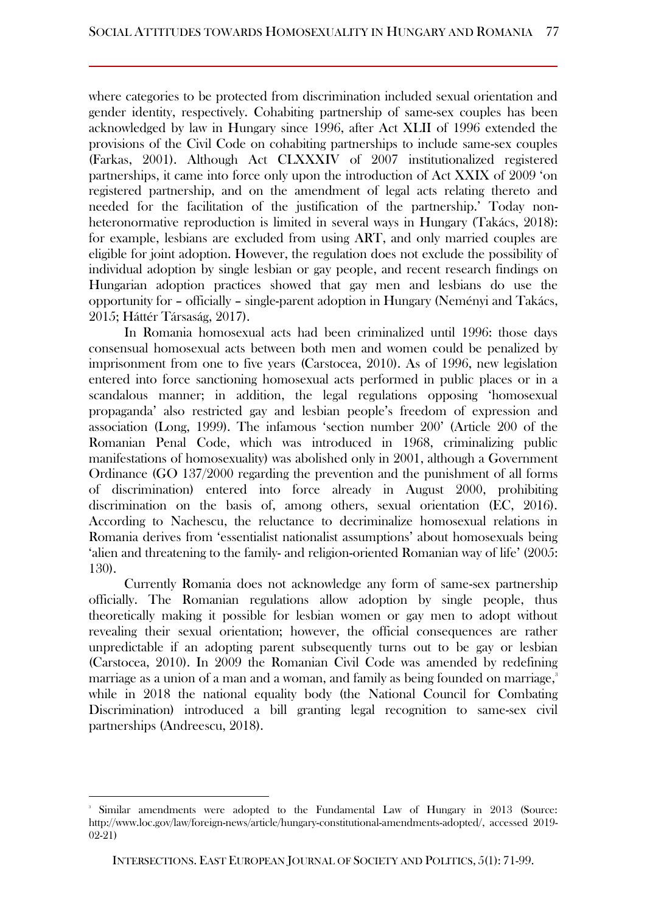where categories to be protected from discrimination included sexual orientation and gender identity, respectively. Cohabiting partnership of same-sex couples has been acknowledged by law in Hungary since 1996, after Act XLII of 1996 extended the provisions of the Civil Code on cohabiting partnerships to include same-sex couples (Farkas, 2001). Although Act CLXXXIV of 2007 institutionalized registered partnerships, it came into force only upon the introduction of Act XXIX of 2009 'on registered partnership, and on the amendment of legal acts relating thereto and needed for the facilitation of the justification of the partnership.' Today non-heteronormative reproduction is limited in several ways in Hungary (Takács, 2018): for example, lesbians are excluded from using ART, and only married couples are eligible for joint adoption. However, the regulation does not exclude the possibility of individual adoption by single lesbian or gay people, and recent research findings on Hungarian adoption practices showed that gay men and lesbians do use the opportunity for – officially – single-parent adoption in Hungary (Neményi and Takács, 2015; Háttér Társaság, 2017).

In Romania homosexual acts had been criminalized until 1996: those days consensual homosexual acts between both men and women could be penalized by imprisonment from one to five years (Carstocea, 2010). As of 1996, new legislation entered into force sanctioning homosexual acts performed in public places or in a scandalous manner; in addition, the legal regulations opposing 'homosexual propaganda' also restricted gay and lesbian people's freedom of expression and association (Long, 1999). The infamous 'section number 200' (Article 200 of the Romanian Penal Code, which was introduced in 1968, criminalizing public manifestations of homosexuality) was abolished only in 2001, although a Government Ordinance (GO 137/2000 regarding the prevention and the punishment of all forms of discrimination) entered into force already in August 2000, prohibiting discrimination on the basis of, among others, sexual orientation (EC, 2016). According to Nachescu, the reluctance to decriminalize homosexual relations in Romania derives from 'essentialist nationalist assumptions' about homosexuals being 'alien and threatening to the family- and religion-oriented Romanian way of life' (2005: 130).

Currently Romania does not acknowledge any form of same-sex partnership officially. The Romanian regulations allow adoption by single people, thus theoretically making it possible for lesbian women or gay men to adopt without revealing their sexual orientation; however, the official consequences are rather unpredictable if an adopting parent subsequently turns out to be gay or lesbian (Carstocea, 2010). In 2009 the Romanian Civil Code was amended by redefining marriage as a union of a man and a woman, and family as being founded on marriage,[3] while in 2018 the national equality body (the National Council for Combating Discrimination) introduced a bill granting legal recognition to same-sex civil partnerships (Andreescu, 2018).

---

[3] Similar amendments were adopted to the Fundamental Law of Hungary in 2013 (Source: http://www.loc.gov/law/foreign-news/article/hungary-constitutional-amendments-adopted/, accessed 2019-02-21)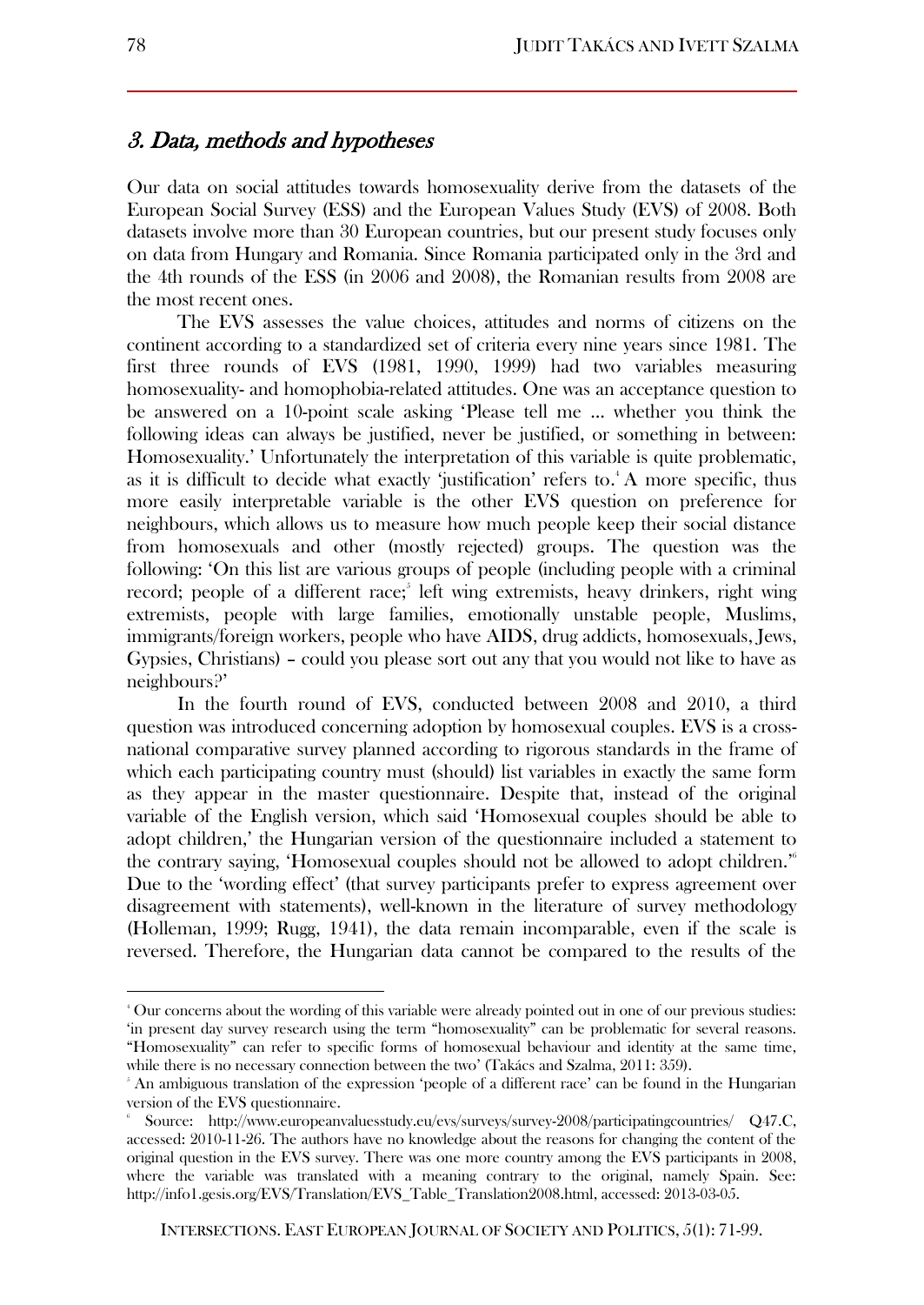## *3. Data, methods and hypotheses*

Our data on social attitudes towards homosexuality derive from the datasets of the European Social Survey (ESS) and the European Values Study (EVS) of 2008. Both datasets involve more than 30 European countries, but our present study focuses only on data from Hungary and Romania. Since Romania participated only in the 3rd and the 4th rounds of the ESS (in 2006 and 2008), the Romanian results from 2008 are the most recent ones.

The EVS assesses the value choices, attitudes and norms of citizens on the continent according to a standardized set of criteria every nine years since 1981. The first three rounds of EVS (1981, 1990, 1999) had two variables measuring homosexuality- and homophobia-related attitudes. One was an acceptance question to be answered on a 10-point scale asking 'Please tell me … whether you think the following ideas can always be justified, never be justified, or something in between: Homosexuality.' Unfortunately the interpretation of this variable is quite problematic, as it is difficult to decide what exactly 'justification' refers to.[4] A more specific, thus more easily interpretable variable is the other EVS question on preference for neighbours, which allows us to measure how much people keep their social distance from homosexuals and other (mostly rejected) groups. The question was the following: 'On this list are various groups of people (including people with a criminal record; people of a different race;[5] left wing extremists, heavy drinkers, right wing extremists, people with large families, emotionally unstable people, Muslims, immigrants/foreign workers, people who have AIDS, drug addicts, homosexuals, Jews, Gypsies, Christians) – could you please sort out any that you would not like to have as neighbours?'

In the fourth round of EVS, conducted between 2008 and 2010, a third question was introduced concerning adoption by homosexual couples. EVS is a cross-national comparative survey planned according to rigorous standards in the frame of which each participating country must (should) list variables in exactly the same form as they appear in the master questionnaire. Despite that, instead of the original variable of the English version, which said 'Homosexual couples should be able to adopt children,' the Hungarian version of the questionnaire included a statement to the contrary saying, 'Homosexual couples should not be allowed to adopt children.'[6] Due to the 'wording effect' (that survey participants prefer to express agreement over disagreement with statements), well-known in the literature of survey methodology (Holleman, 1999; Rugg, 1941), the data remain incomparable, even if the scale is reversed. Therefore, the Hungarian data cannot be compared to the results of the

---

[4] Our concerns about the wording of this variable were already pointed out in one of our previous studies: 'in present day survey research using the term "homosexuality" can be problematic for several reasons. "Homosexuality" can refer to specific forms of homosexual behaviour and identity at the same time, while there is no necessary connection between the two' (Takács and Szalma, 2011: 359).

[5] An ambiguous translation of the expression 'people of a different race' can be found in the Hungarian version of the EVS questionnaire.

[6] Source: http://www.europeanvaluesstudy.eu/evs/surveys/survey-2008/participatingcountries/ Q47.C, accessed: 2010-11-26. The authors have no knowledge about the reasons for changing the content of the original question in the EVS survey. There was one more country among the EVS participants in 2008, where the variable was translated with a meaning contrary to the original, namely Spain. See: http://info1.gesis.org/EVS/Translation/EVS_Table_Translation2008.html, accessed: 2013-03-05.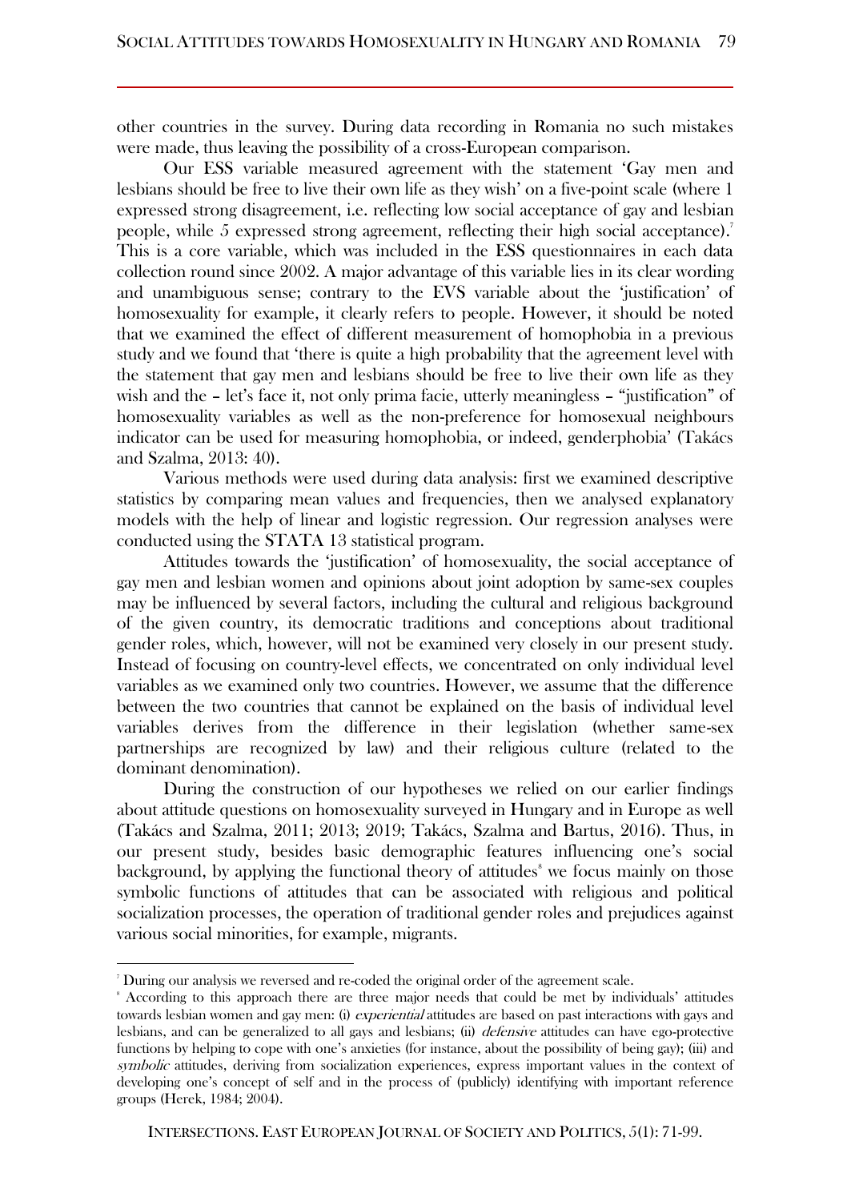other countries in the survey. During data recording in Romania no such mistakes were made, thus leaving the possibility of a cross-European comparison.

Our ESS variable measured agreement with the statement 'Gay men and lesbians should be free to live their own life as they wish' on a five-point scale (where 1 expressed strong disagreement, i.e. reflecting low social acceptance of gay and lesbian people, while 5 expressed strong agreement, reflecting their high social acceptance).[7] This is a core variable, which was included in the ESS questionnaires in each data collection round since 2002. A major advantage of this variable lies in its clear wording and unambiguous sense; contrary to the EVS variable about the 'justification' of homosexuality for example, it clearly refers to people. However, it should be noted that we examined the effect of different measurement of homophobia in a previous study and we found that 'there is quite a high probability that the agreement level with the statement that gay men and lesbians should be free to live their own life as they wish and the – let's face it, not only prima facie, utterly meaningless – "justification" of homosexuality variables as well as the non-preference for homosexual neighbours indicator can be used for measuring homophobia, or indeed, genderphobia' (Takács and Szalma, 2013: 40).

Various methods were used during data analysis: first we examined descriptive statistics by comparing mean values and frequencies, then we analysed explanatory models with the help of linear and logistic regression. Our regression analyses were conducted using the STATA 13 statistical program.

Attitudes towards the 'justification' of homosexuality, the social acceptance of gay men and lesbian women and opinions about joint adoption by same-sex couples may be influenced by several factors, including the cultural and religious background of the given country, its democratic traditions and conceptions about traditional gender roles, which, however, will not be examined very closely in our present study. Instead of focusing on country-level effects, we concentrated on only individual level variables as we examined only two countries. However, we assume that the difference between the two countries that cannot be explained on the basis of individual level variables derives from the difference in their legislation (whether same-sex partnerships are recognized by law) and their religious culture (related to the dominant denomination).

During the construction of our hypotheses we relied on our earlier findings about attitude questions on homosexuality surveyed in Hungary and in Europe as well (Takács and Szalma, 2011; 2013; 2019; Takács, Szalma and Bartus, 2016). Thus, in our present study, besides basic demographic features influencing one's social background, by applying the functional theory of attitudes[8] we focus mainly on those symbolic functions of attitudes that can be associated with religious and political socialization processes, the operation of traditional gender roles and prejudices against various social minorities, for example, migrants.

---

[7] During our analysis we reversed and re-coded the original order of the agreement scale.

[8] According to this approach there are three major needs that could be met by individuals' attitudes towards lesbian women and gay men: (i) *experiential* attitudes are based on past interactions with gays and lesbians, and can be generalized to all gays and lesbians; (ii) *defensive* attitudes can have ego-protective functions by helping to cope with one's anxieties (for instance, about the possibility of being gay); (iii) and *symbolic* attitudes, deriving from socialization experiences, express important values in the context of developing one's concept of self and in the process of (publicly) identifying with important reference groups (Herek, 1984; 2004).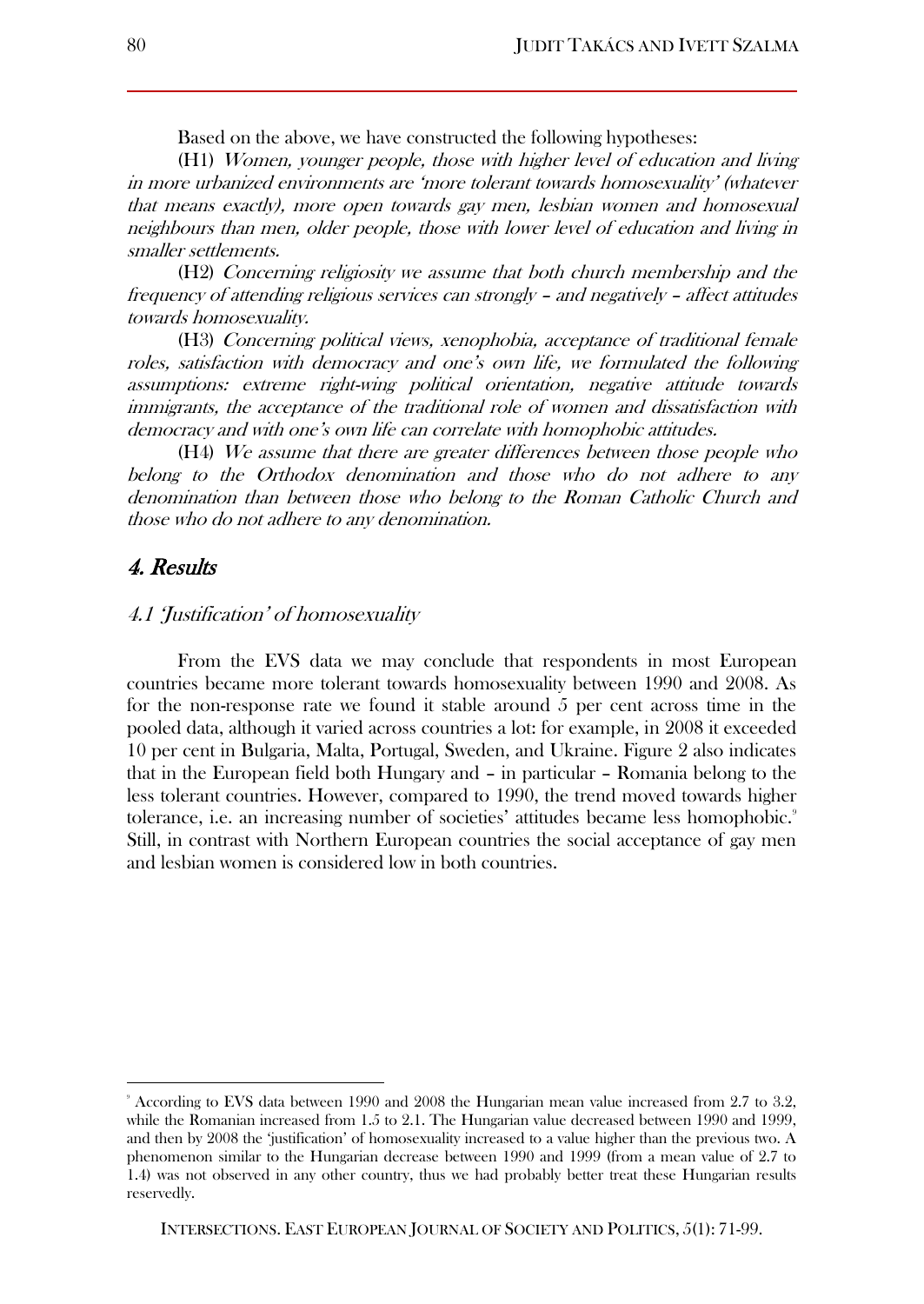Based on the above, we have constructed the following hypotheses:

(H1) *Women, younger people, those with higher level of education and living in more urbanized environments are 'more tolerant towards homosexuality' (whatever that means exactly), more open towards gay men, lesbian women and homosexual neighbours than men, older people, those with lower level of education and living in smaller settlements.*

(H2) *Concerning religiosity we assume that both church membership and the frequency of attending religious services can strongly – and negatively – affect attitudes towards homosexuality.*

(H3) *Concerning political views, xenophobia, acceptance of traditional female roles, satisfaction with democracy and one's own life, we formulated the following assumptions: extreme right-wing political orientation, negative attitude towards immigrants, the acceptance of the traditional role of women and dissatisfaction with democracy and with one's own life can correlate with homophobic attitudes.*

(H4) *We assume that there are greater differences between those people who belong to the Orthodox denomination and those who do not adhere to any denomination than between those who belong to the Roman Catholic Church and those who do not adhere to any denomination.*

## *4. Results*

### *4.1 'Justification' of homosexuality*

From the EVS data we may conclude that respondents in most European countries became more tolerant towards homosexuality between 1990 and 2008. As for the non-response rate we found it stable around 5 per cent across time in the pooled data, although it varied across countries a lot: for example, in 2008 it exceeded 10 per cent in Bulgaria, Malta, Portugal, Sweden, and Ukraine. Figure 2 also indicates that in the European field both Hungary and – in particular – Romania belong to the less tolerant countries. However, compared to 1990, the trend moved towards higher tolerance, i.e. an increasing number of societies' attitudes became less homophobic.[9] Still, in contrast with Northern European countries the social acceptance of gay men and lesbian women is considered low in both countries.

---

[9] According to EVS data between 1990 and 2008 the Hungarian mean value increased from 2.7 to 3.2, while the Romanian increased from 1.5 to 2.1. The Hungarian value decreased between 1990 and 1999, and then by 2008 the 'justification' of homosexuality increased to a value higher than the previous two. A phenomenon similar to the Hungarian decrease between 1990 and 1999 (from a mean value of 2.7 to 1.4) was not observed in any other country, thus we had probably better treat these Hungarian results reservedly.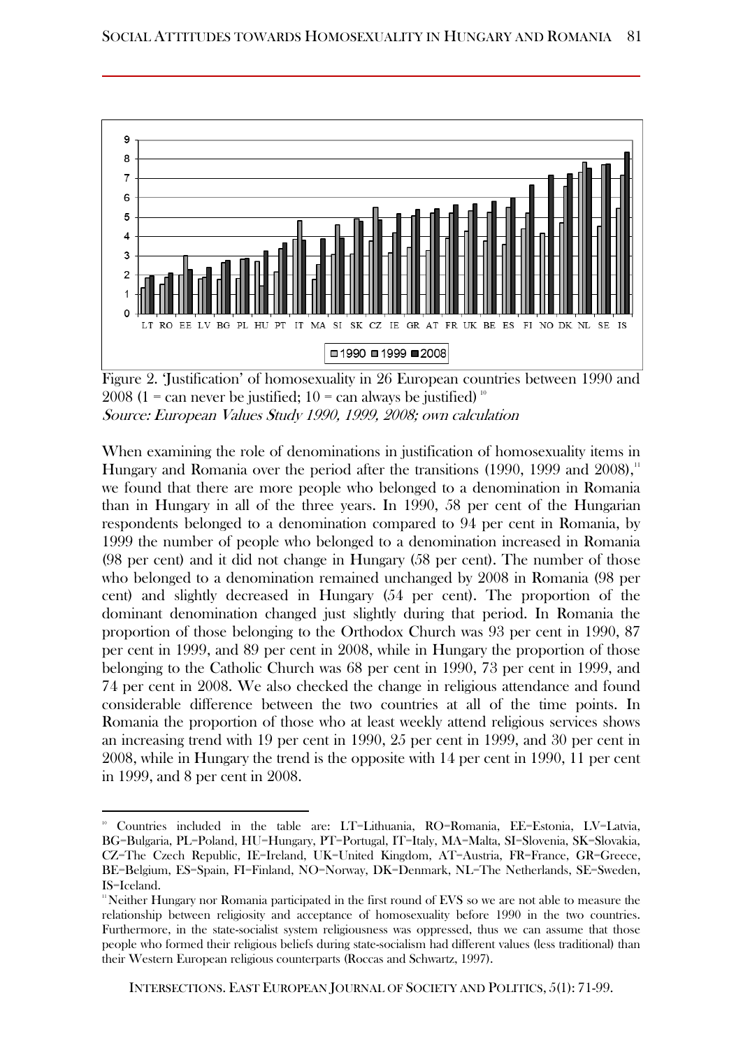Figure 2. 'Justification' of homosexuality in 26 European countries between 1990 and 2008 (1 = can never be justified; 10 = can always be justified) [10]

*Source: European Values Study 1990, 1999, 2008; own calculation*

When examining the role of denominations in justification of homosexuality items in Hungary and Romania over the period after the transitions (1990, 1999 and 2008),[11] we found that there are more people who belonged to a denomination in Romania than in Hungary in all of the three years. In 1990, 58 per cent of the Hungarian respondents belonged to a denomination compared to 94 per cent in Romania, by 1999 the number of people who belonged to a denomination increased in Romania (98 per cent) and it did not change in Hungary (58 per cent). The number of those who belonged to a denomination remained unchanged by 2008 in Romania (98 per cent) and slightly decreased in Hungary (54 per cent). The proportion of the dominant denomination changed just slightly during that period. In Romania the proportion of those belonging to the Orthodox Church was 93 per cent in 1990, 87 per cent in 1999, and 89 per cent in 2008, while in Hungary the proportion of those belonging to the Catholic Church was 68 per cent in 1990, 73 per cent in 1999, and 74 per cent in 2008. We also checked the change in religious attendance and found considerable difference between the two countries at all of the time points. In Romania the proportion of those who at least weekly attend religious services shows an increasing trend with 19 per cent in 1990, 25 per cent in 1999, and 30 per cent in 2008, while in Hungary the trend is the opposite with 14 per cent in 1990, 11 per cent in 1999, and 8 per cent in 2008.

---

[10] Countries included in the table are: LT=Lithuania, RO=Romania, EE=Estonia, LV=Latvia, BG=Bulgaria, PL=Poland, HU=Hungary, PT=Portugal, IT=Italy, MA=Malta, SI=Slovenia, SK=Slovakia, CZ=The Czech Republic, IE=Ireland, UK=United Kingdom, AT=Austria, FR=France, GR=Greece, BE=Belgium, ES=Spain, FI=Finland, NO=Norway, DK=Denmark, NL=The Netherlands, SE=Sweden, IS=Iceland.

[11] Neither Hungary nor Romania participated in the first round of EVS so we are not able to measure the relationship between religiosity and acceptance of homosexuality before 1990 in the two countries. Furthermore, in the state-socialist system religiousness was oppressed, thus we can assume that those people who formed their religious beliefs during state-socialism had different values (less traditional) than their Western European religious counterparts (Roccas and Schwartz, 1997).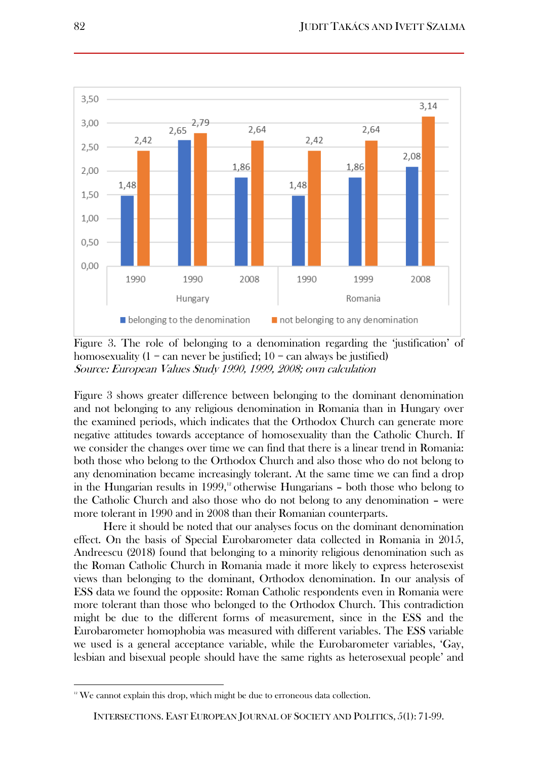Figure 3. The role of belonging to a denomination regarding the 'justification' of homosexuality (1 = can never be justified; 10 = can always be justified)
*Source: European Values Study 1990, 1999, 2008; own calculation*

Figure 3 shows greater difference between belonging to the dominant denomination and not belonging to any religious denomination in Romania than in Hungary over the examined periods, which indicates that the Orthodox Church can generate more negative attitudes towards acceptance of homosexuality than the Catholic Church. If we consider the changes over time we can find that there is a linear trend in Romania: both those who belong to the Orthodox Church and also those who do not belong to any denomination became increasingly tolerant. At the same time we can find a drop in the Hungarian results in 1999,[12] otherwise Hungarians – both those who belong to the Catholic Church and also those who do not belong to any denomination – were more tolerant in 1990 and in 2008 than their Romanian counterparts.

Here it should be noted that our analyses focus on the dominant denomination effect. On the basis of Special Eurobarometer data collected in Romania in 2015, Andreescu (2018) found that belonging to a minority religious denomination such as the Roman Catholic Church in Romania made it more likely to express heterosexist views than belonging to the dominant, Orthodox denomination. In our analysis of ESS data we found the opposite: Roman Catholic respondents even in Romania were more tolerant than those who belonged to the Orthodox Church. This contradiction might be due to the different forms of measurement, since in the ESS and the Eurobarometer homophobia was measured with different variables. The ESS variable we used is a general acceptance variable, while the Eurobarometer variables, 'Gay, lesbian and bisexual people should have the same rights as heterosexual people' and

[12] We cannot explain this drop, which might be due to erroneous data collection.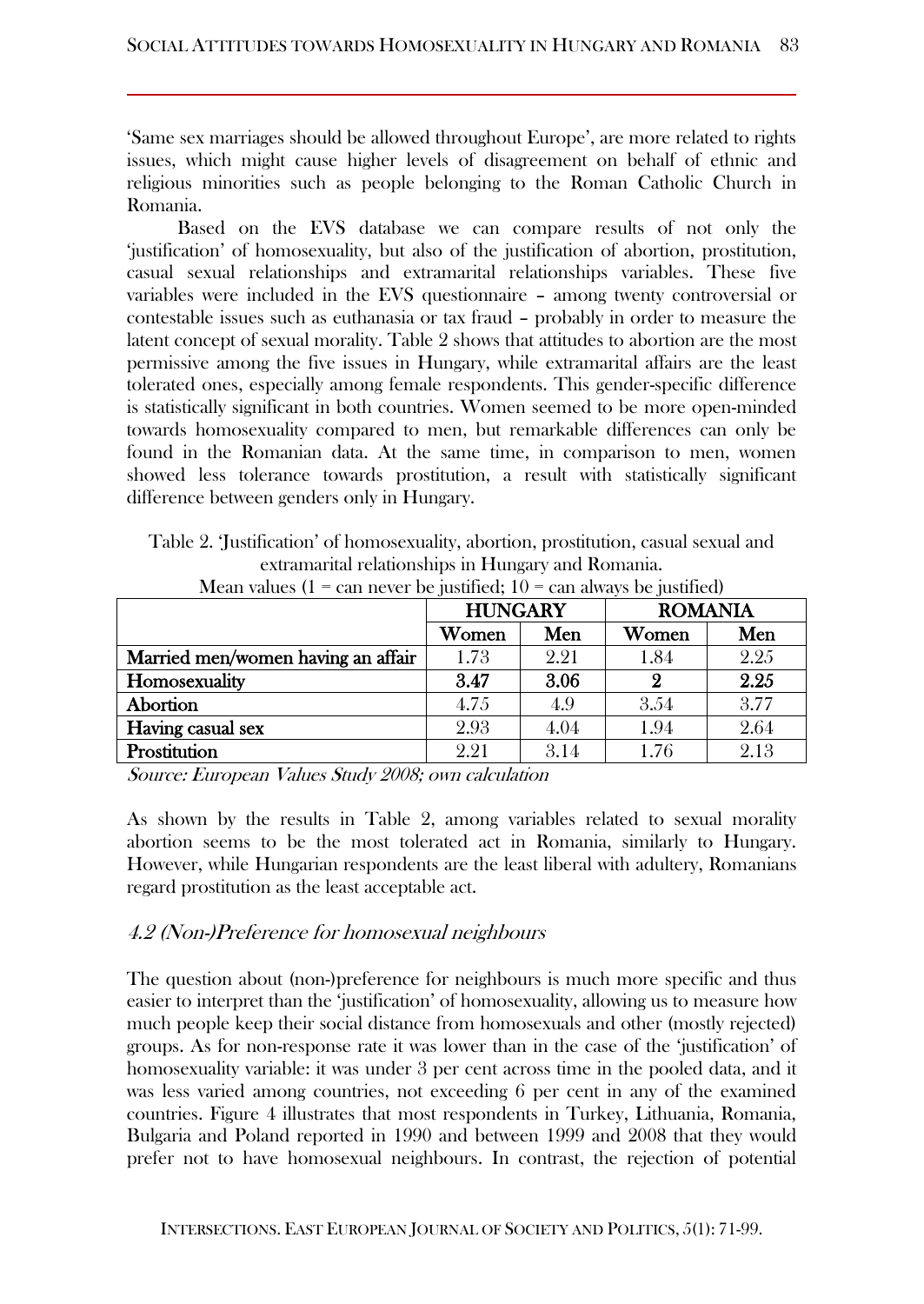'Same sex marriages should be allowed throughout Europe', are more related to rights issues, which might cause higher levels of disagreement on behalf of ethnic and religious minorities such as people belonging to the Roman Catholic Church in Romania.

Based on the EVS database we can compare results of not only the 'justification' of homosexuality, but also of the justification of abortion, prostitution, casual sexual relationships and extramarital relationships variables. These five variables were included in the EVS questionnaire – among twenty controversial or contestable issues such as euthanasia or tax fraud – probably in order to measure the latent concept of sexual morality. Table 2 shows that attitudes to abortion are the most permissive among the five issues in Hungary, while extramarital affairs are the least tolerated ones, especially among female respondents. This gender-specific difference is statistically significant in both countries. Women seemed to be more open-minded towards homosexuality compared to men, but remarkable differences can only be found in the Romanian data. At the same time, in comparison to men, women showed less tolerance towards prostitution, a result with statistically significant difference between genders only in Hungary.

Table 2. 'Justification' of homosexuality, abortion, prostitution, casual sexual and extramarital relationships in Hungary and Romania.
Mean values (1 = can never be justified; 10 = can always be justified)

| | **HUNGARY** | | **ROMANIA** | |
|---|---|---|---|---|
| | **Women** | **Men** | **Women** | **Men** |
| **Married men/women having an affair** | 1.73 | 2.21 | 1.84 | 2.25 |
| **Homosexuality** | **3.47** | **3.06** | **2** | **2.25** |
| **Abortion** | 4.75 | 4.9 | 3.54 | 3.77 |
| **Having casual sex** | 2.93 | 4.04 | 1.94 | 2.64 |
| **Prostitution** | 2.21 | 3.14 | 1.76 | 2.13 |

*Source: European Values Study 2008; own calculation*

As shown by the results in Table 2, among variables related to sexual morality abortion seems to be the most tolerated act in Romania, similarly to Hungary. However, while Hungarian respondents are the least liberal with adultery, Romanians regard prostitution as the least acceptable act.

### *4.2 (Non-)Preference for homosexual neighbours*

The question about (non-)preference for neighbours is much more specific and thus easier to interpret than the 'justification' of homosexuality, allowing us to measure how much people keep their social distance from homosexuals and other (mostly rejected) groups. As for non-response rate it was lower than in the case of the 'justification' of homosexuality variable: it was under 3 per cent across time in the pooled data, and it was less varied among countries, not exceeding 6 per cent in any of the examined countries. Figure 4 illustrates that most respondents in Turkey, Lithuania, Romania, Bulgaria and Poland reported in 1990 and between 1999 and 2008 that they would prefer not to have homosexual neighbours. In contrast, the rejection of potential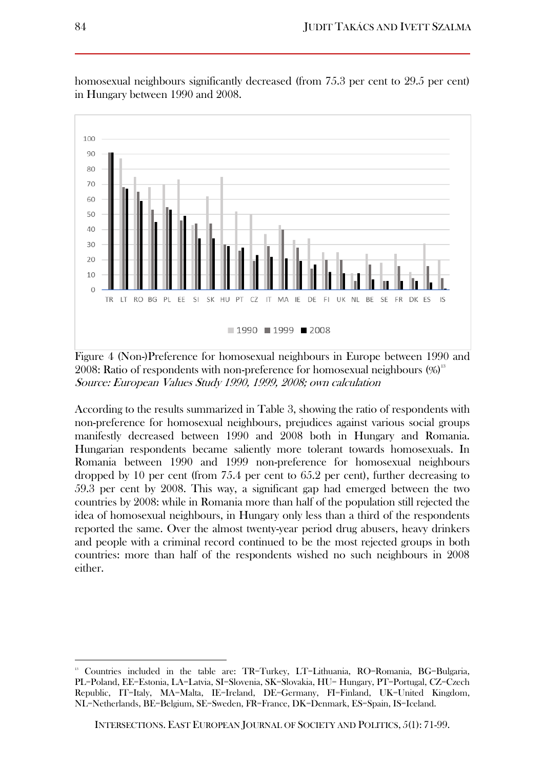homosexual neighbours significantly decreased (from 75.3 per cent to 29.5 per cent) in Hungary between 1990 and 2008.

Figure 4 (Non-)Preference for homosexual neighbours in Europe between 1990 and 2008: Ratio of respondents with non-preference for homosexual neighbours (%)[13]
*Source: European Values Study 1990, 1999, 2008; own calculation*

According to the results summarized in Table 3, showing the ratio of respondents with non-preference for homosexual neighbours, prejudices against various social groups manifestly decreased between 1990 and 2008 both in Hungary and Romania. Hungarian respondents became saliently more tolerant towards homosexuals. In Romania between 1990 and 1999 non-preference for homosexual neighbours dropped by 10 per cent (from 75.4 per cent to 65.2 per cent), further decreasing to 59.3 per cent by 2008. This way, a significant gap had emerged between the two countries by 2008: while in Romania more than half of the population still rejected the idea of homosexual neighbours, in Hungary only less than a third of the respondents reported the same. Over the almost twenty-year period drug abusers, heavy drinkers and people with a criminal record continued to be the most rejected groups in both countries: more than half of the respondents wished no such neighbours in 2008 either.

[13] Countries included in the table are: TR=Turkey, LT=Lithuania, RO=Romania, BG=Bulgaria, PL=Poland, EE=Estonia, LA=Latvia, SI=Slovenia, SK=Slovakia, HU= Hungary, PT=Portugal, CZ=Czech Republic, IT=Italy, MA=Malta, IE=Ireland, DE=Germany, FI=Finland, UK=United Kingdom, NL=Netherlands, BE=Belgium, SE=Sweden, FR=France, DK=Denmark, ES=Spain, IS=Iceland.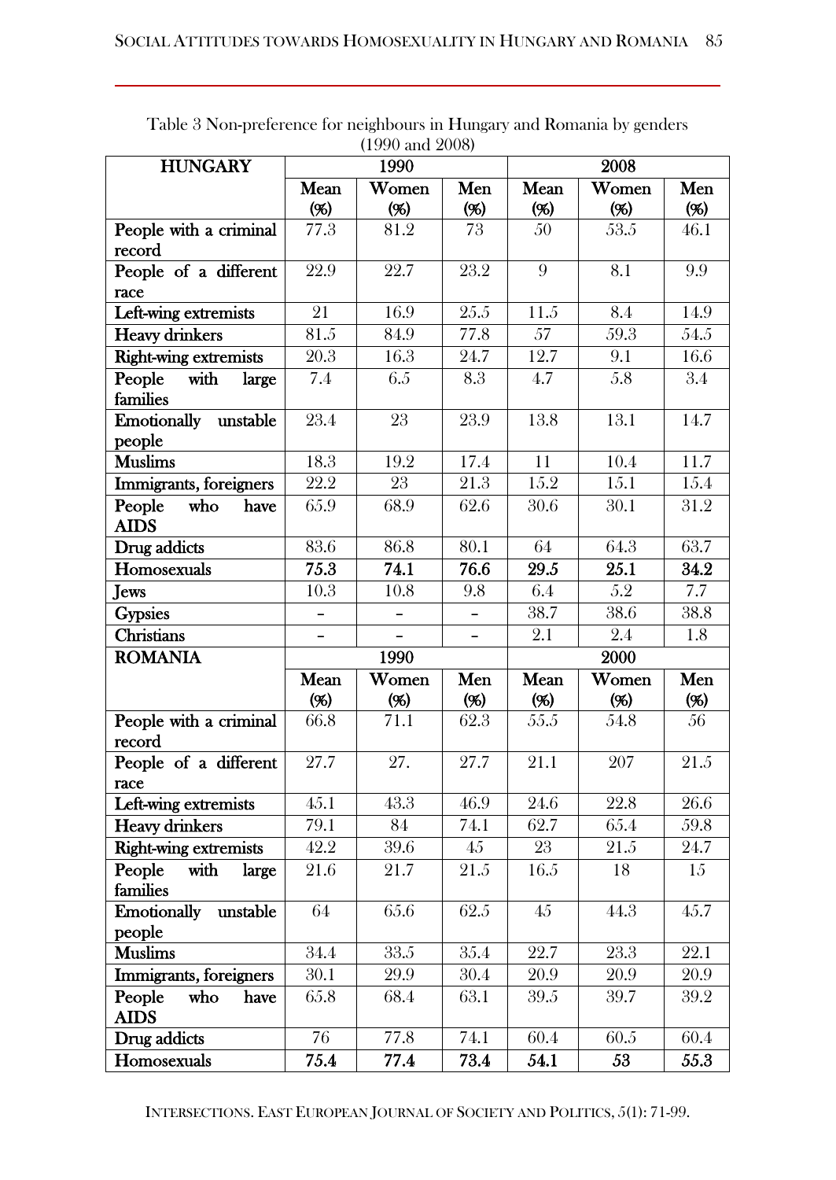Table 3 Non-preference for neighbours in Hungary and Romania by genders (1990 and 2008)

| HUNGARY | 1990 | | | 2008 | | |
|---|---|---|---|---|---|---|
| | Mean (%) | Women (%) | Men (%) | Mean (%) | Women (%) | Men (%) |
| People with a criminal record | 77.3 | 81.2 | 73 | 50 | 53.5 | 46.1 |
| People of a different race | 22.9 | 22.7 | 23.2 | 9 | 8.1 | 9.9 |
| Left-wing extremists | 21 | 16.9 | 25.5 | 11.5 | 8.4 | 14.9 |
| Heavy drinkers | 81.5 | 84.9 | 77.8 | 57 | 59.3 | 54.5 |
| Right-wing extremists | 20.3 | 16.3 | 24.7 | 12.7 | 9.1 | 16.6 |
| People with large families | 7.4 | 6.5 | 8.3 | 4.7 | 5.8 | 3.4 |
| Emotionally unstable people | 23.4 | 23 | 23.9 | 13.8 | 13.1 | 14.7 |
| Muslims | 18.3 | 19.2 | 17.4 | 11 | 10.4 | 11.7 |
| Immigrants, foreigners | 22.2 | 23 | 21.3 | 15.2 | 15.1 | 15.4 |
| People who have AIDS | 65.9 | 68.9 | 62.6 | 30.6 | 30.1 | 31.2 |
| Drug addicts | 83.6 | 86.8 | 80.1 | 64 | 64.3 | 63.7 |
| **Homosexuals** | **75.3** | **74.1** | **76.6** | **29.5** | **25.1** | **34.2** |
| Jews | 10.3 | 10.8 | 9.8 | 6.4 | 5.2 | 7.7 |
| Gypsies | – | – | – | 38.7 | 38.6 | 38.8 |
| Christians | – | – | – | 2.1 | 2.4 | 1.8 |
| **ROMANIA** | 1990 | | | 2000 | | |
| | Mean (%) | Women (%) | Men (%) | Mean (%) | Women (%) | Men (%) |
| People with a criminal record | 66.8 | 71.1 | 62.3 | 55.5 | 54.8 | 56 |
| People of a different race | 27.7 | 27. | 27.7 | 21.1 | 207 | 21.5 |
| Left-wing extremists | 45.1 | 43.3 | 46.9 | 24.6 | 22.8 | 26.6 |
| Heavy drinkers | 79.1 | 84 | 74.1 | 62.7 | 65.4 | 59.8 |
| Right-wing extremists | 42.2 | 39.6 | 45 | 23 | 21.5 | 24.7 |
| People with large families | 21.6 | 21.7 | 21.5 | 16.5 | 18 | 15 |
| Emotionally unstable people | 64 | 65.6 | 62.5 | 45 | 44.3 | 45.7 |
| Muslims | 34.4 | 33.5 | 35.4 | 22.7 | 23.3 | 22.1 |
| Immigrants, foreigners | 30.1 | 29.9 | 30.4 | 20.9 | 20.9 | 20.9 |
| People who have AIDS | 65.8 | 68.4 | 63.1 | 39.5 | 39.7 | 39.2 |
| Drug addicts | 76 | 77.8 | 74.1 | 60.4 | 60.5 | 60.4 |
| **Homosexuals** | **75.4** | **77.4** | **73.4** | **54.1** | **53** | **55.3** |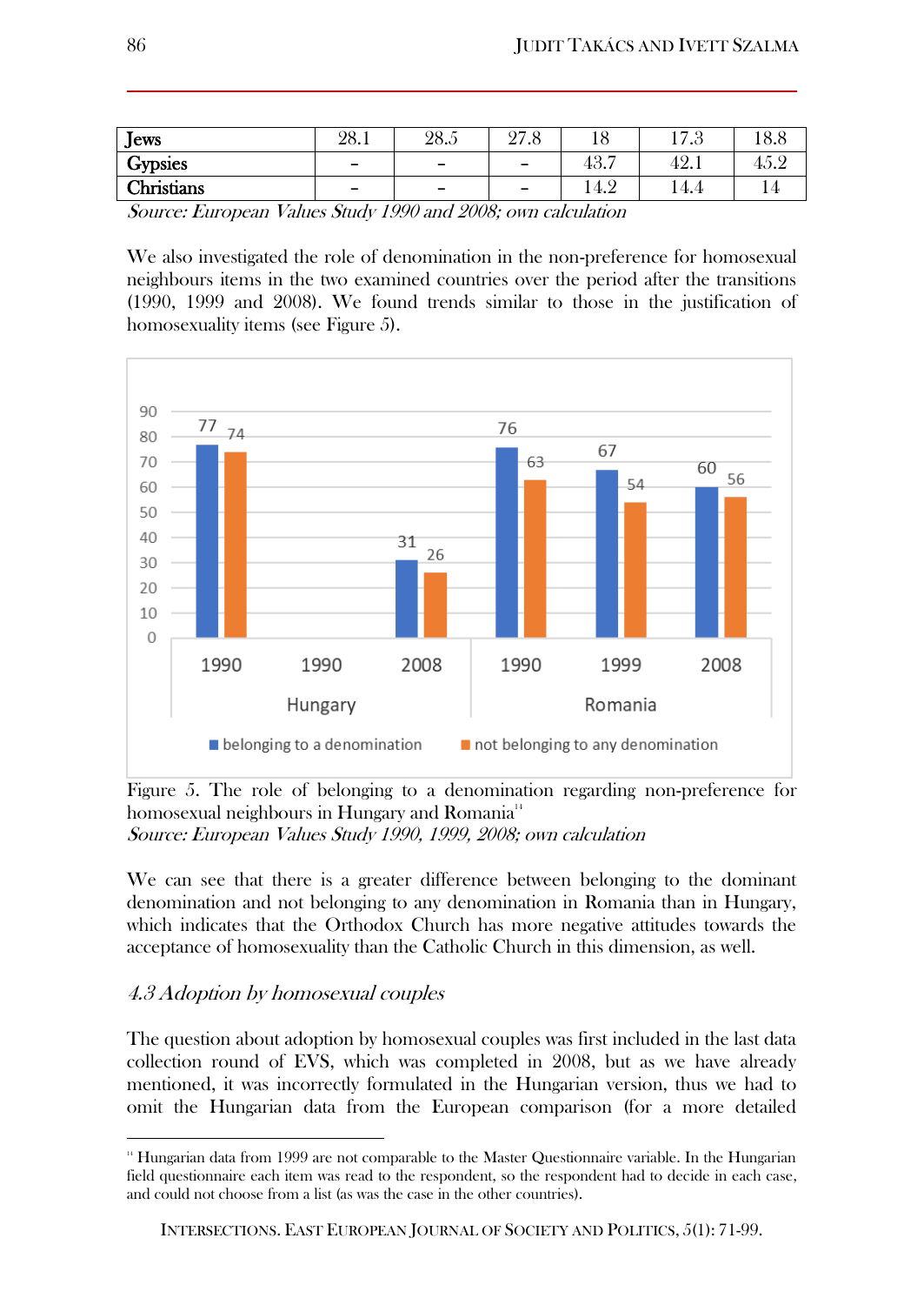| Jews | 28.1 | 28.5 | 27.8 | 18 | 17.3 | 18.8 |
|---|---|---|---|---|---|---|
| Gypsies | – | – | – | 43.7 | 42.1 | 45.2 |
| Christians | – | – | – | 14.2 | 14.4 | 14 |

*Source: European Values Study 1990 and 2008; own calculation*

We also investigated the role of denomination in the non-preference for homosexual neighbours items in the two examined countries over the period after the transitions (1990, 1999 and 2008). We found trends similar to those in the justification of homosexuality items (see Figure 5).

| | Hungary 1990 | Hungary 1990 | Hungary 2008 | Romania 1990 | Romania 1999 | Romania 2008 |
|---|---|---|---|---|---|---|
| belonging to a denomination | 77 | | 31 | 76 | 67 | 60 |
| not belonging to any denomination | 74 | | 26 | 63 | 54 | 56 |

Figure 5. The role of belonging to a denomination regarding non-preference for homosexual neighbours in Hungary and Romania[14]

*Source: European Values Study 1990, 1999, 2008; own calculation*

We can see that there is a greater difference between belonging to the dominant denomination and not belonging to any denomination in Romania than in Hungary, which indicates that the Orthodox Church has more negative attitudes towards the acceptance of homosexuality than the Catholic Church in this dimension, as well.

### *4.3 Adoption by homosexual couples*

The question about adoption by homosexual couples was first included in the last data collection round of EVS, which was completed in 2008, but as we have already mentioned, it was incorrectly formulated in the Hungarian version, thus we had to omit the Hungarian data from the European comparison (for a more detailed

[14] Hungarian data from 1999 are not comparable to the Master Questionnaire variable. In the Hungarian field questionnaire each item was read to the respondent, so the respondent had to decide in each case, and could not choose from a list (as was the case in the other countries).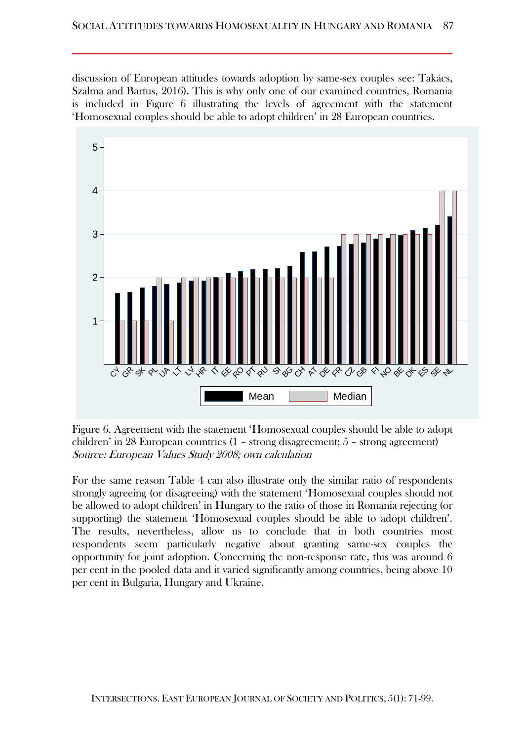discussion of European attitudes towards adoption by same-sex couples see: Takács, Szalma and Bartus, 2016). This is why only one of our examined countries, Romania is included in Figure 6 illustrating the levels of agreement with the statement 'Homosexual couples should be able to adopt children' in 28 European countries.

Figure 6. Agreement with the statement 'Homosexual couples should be able to adopt children' in 28 European countries (1 – strong disagreement; 5 – strong agreement)
*Source: European Values Study 2008; own calculation*

For the same reason Table 4 can also illustrate only the similar ratio of respondents strongly agreeing (or disagreeing) with the statement 'Homosexual couples should not be allowed to adopt children' in Hungary to the ratio of those in Romania rejecting (or supporting) the statement 'Homosexual couples should be able to adopt children'. The results, nevertheless, allow us to conclude that in both countries most respondents seem particularly negative about granting same-sex couples the opportunity for joint adoption. Concerning the non-response rate, this was around 6 per cent in the pooled data and it varied significantly among countries, being above 10 per cent in Bulgaria, Hungary and Ukraine.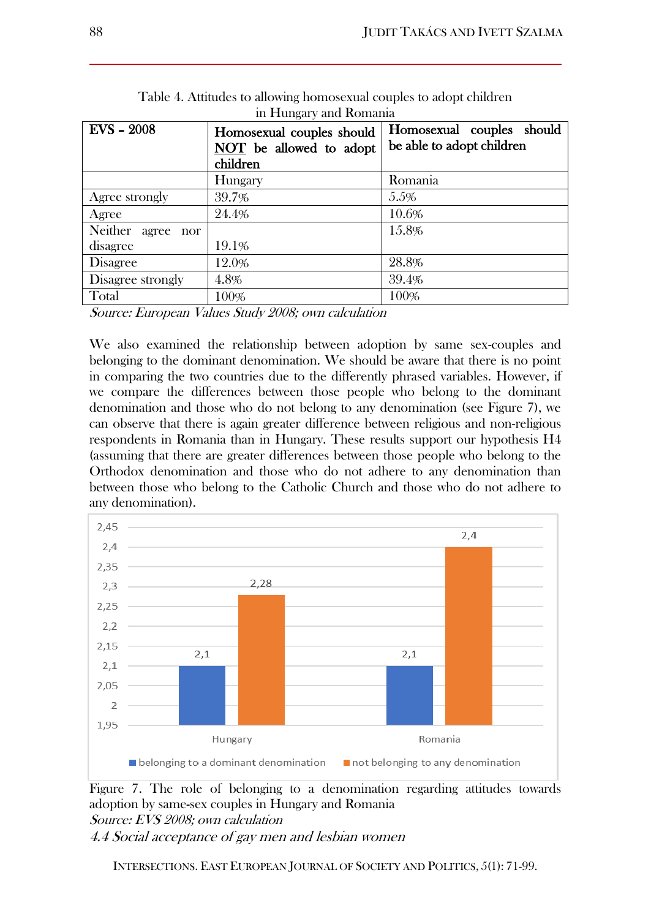Table 4. Attitudes to allowing homosexual couples to adopt children in Hungary and Romania

| EVS – 2008 | Homosexual couples should NOT be allowed to adopt children | Homosexual couples should be able to adopt children |
|---|---|---|
| | Hungary | Romania |
| Agree strongly | 39.7% | 5.5% |
| Agree | 24.4% | 10.6% |
| Neither agree nor disagree | 19.1% | 15.8% |
| Disagree | 12.0% | 28.8% |
| Disagree strongly | 4.8% | 39.4% |
| Total | 100% | 100% |

*Source: European Values Study 2008; own calculation*

We also examined the relationship between adoption by same sex-couples and belonging to the dominant denomination. We should be aware that there is no point in comparing the two countries due to the differently phrased variables. However, if we compare the differences between those people who belong to the dominant denomination and those who do not belong to any denomination (see Figure 7), we can observe that there is again greater difference between religious and non-religious respondents in Romania than in Hungary. These results support our hypothesis H4 (assuming that there are greater differences between those people who belong to the Orthodox denomination and those who do not adhere to any denomination than between those who belong to the Catholic Church and those who do not adhere to any denomination).

| | belonging to a dominant denomination | not belonging to any denomination |
|---|---|---|
| Hungary | 2,1 | 2,28 |
| Romania | 2,1 | 2,4 |

Figure 7. The role of belonging to a denomination regarding attitudes towards adoption by same-sex couples in Hungary and Romania

*Source: EVS 2008; own calculation*

### *4.4 Social acceptance of gay men and lesbian women*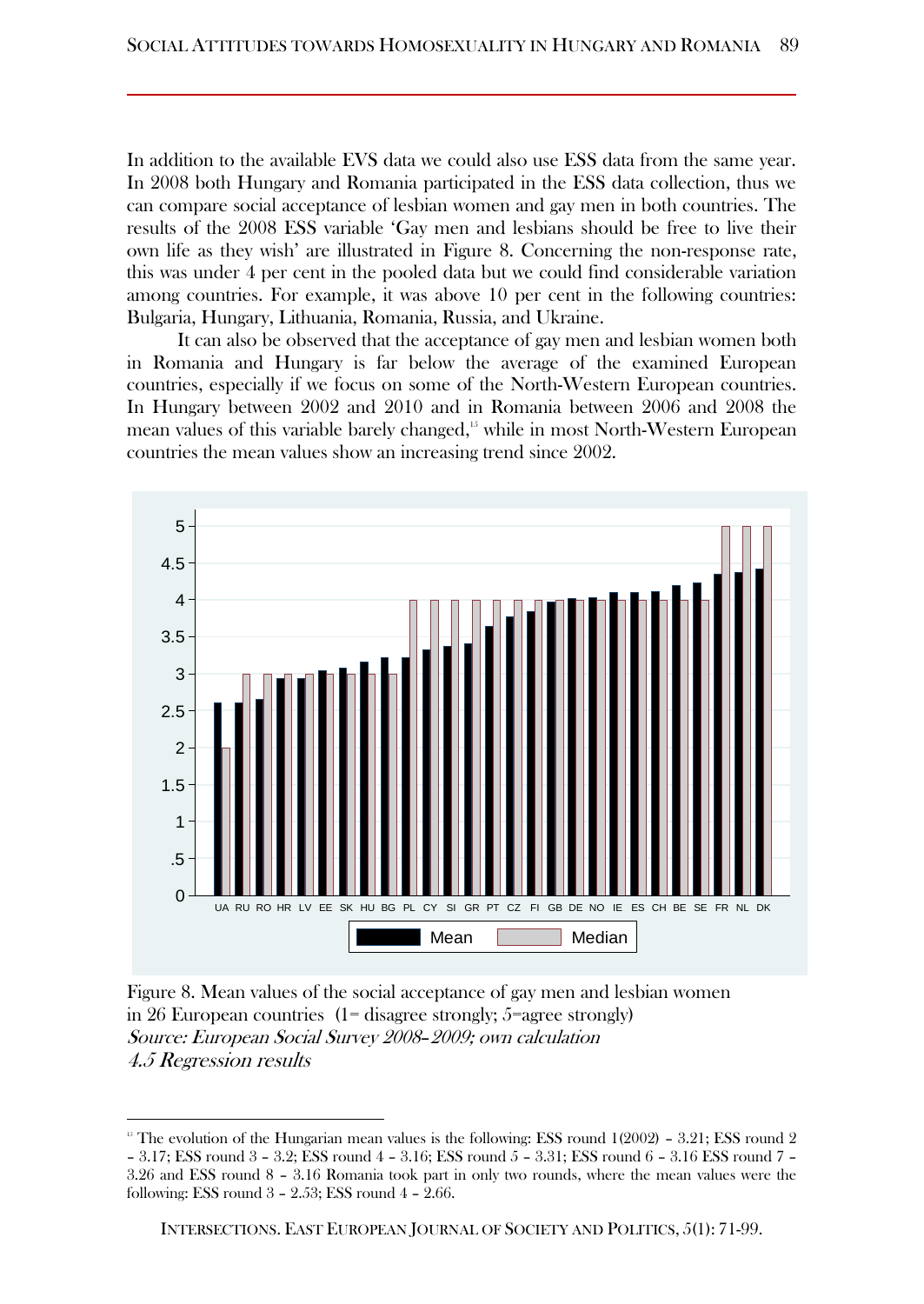In addition to the available EVS data we could also use ESS data from the same year. In 2008 both Hungary and Romania participated in the ESS data collection, thus we can compare social acceptance of lesbian women and gay men in both countries. The results of the 2008 ESS variable 'Gay men and lesbians should be free to live their own life as they wish' are illustrated in Figure 8. Concerning the non-response rate, this was under 4 per cent in the pooled data but we could find considerable variation among countries. For example, it was above 10 per cent in the following countries: Bulgaria, Hungary, Lithuania, Romania, Russia, and Ukraine.

It can also be observed that the acceptance of gay men and lesbian women both in Romania and Hungary is far below the average of the examined European countries, especially if we focus on some of the North-Western European countries. In Hungary between 2002 and 2010 and in Romania between 2006 and 2008 the mean values of this variable barely changed,[15] while in most North-Western European countries the mean values show an increasing trend since 2002.

Figure 8. Mean values of the social acceptance of gay men and lesbian women in 26 European countries (1= disagree strongly; 5=agree strongly)
*Source: European Social Survey 2008–2009; own calculation*

*4.5 Regression results*

[15] The evolution of the Hungarian mean values is the following: ESS round 1(2002) – 3.21; ESS round 2 – 3.17; ESS round 3 – 3.2; ESS round 4 – 3.16; ESS round 5 – 3.31; ESS round 6 – 3.16 ESS round 7 – 3.26 and ESS round 8 – 3.16 Romania took part in only two rounds, where the mean values were the following: ESS round 3 – 2.53; ESS round 4 – 2.66.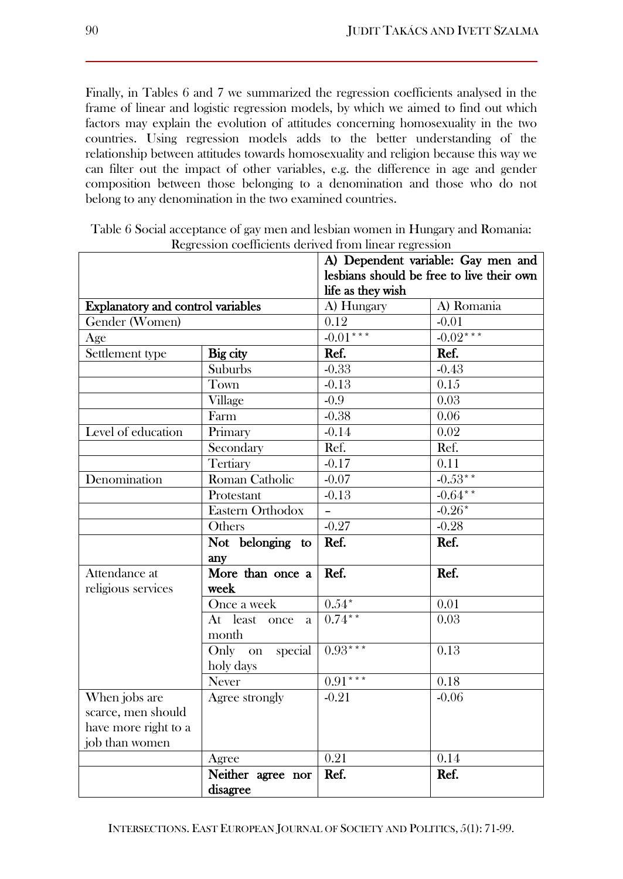Finally, in Tables 6 and 7 we summarized the regression coefficients analysed in the frame of linear and logistic regression models, by which we aimed to find out which factors may explain the evolution of attitudes concerning homosexuality in the two countries. Using regression models adds to the better understanding of the relationship between attitudes towards homosexuality and religion because this way we can filter out the impact of other variables, e.g. the difference in age and gender composition between those belonging to a denomination and those who do not belong to any denomination in the two examined countries.

Table 6 Social acceptance of gay men and lesbian women in Hungary and Romania: Regression coefficients derived from linear regression

| | | **A) Dependent variable: Gay men and lesbians should be free to live their own life as they wish** | |
|---|---|---|---|
| **Explanatory and control variables** | | A) Hungary | A) Romania |
| Gender (Women) | | 0.12 | -0.01 |
| Age | | -0.01*** | -0.02*** |
| Settlement type | **Big city** | **Ref.** | **Ref.** |
| | Suburbs | -0.33 | -0.43 |
| | Town | -0.13 | 0.15 |
| | Village | -0.9 | 0.03 |
| | Farm | -0.38 | 0.06 |
| Level of education | Primary | -0.14 | 0.02 |
| | Secondary | Ref. | Ref. |
| | Tertiary | -0.17 | 0.11 |
| Denomination | Roman Catholic | -0.07 | -0.53** |
| | Protestant | -0.13 | -0.64** |
| | Eastern Orthodox | – | -0.26* |
| | Others | -0.27 | -0.28 |
| | **Not belonging to any** | **Ref.** | **Ref.** |
| Attendance at religious services | **More than once a week** | **Ref.** | **Ref.** |
| | Once a week | 0.54* | 0.01 |
| | At least once a month | 0.74** | 0.03 |
| | Only on special holy days | 0.93*** | 0.13 |
| | Never | 0.91*** | 0.18 |
| When jobs are scarce, men should have more right to a job than women | Agree strongly | -0.21 | -0.06 |
| | Agree | 0.21 | 0.14 |
| | **Neither agree nor disagree** | **Ref.** | **Ref.** |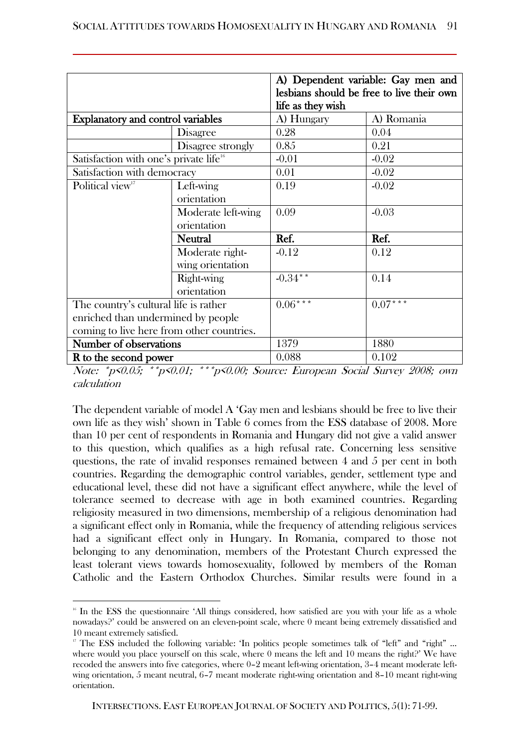| | | A) Dependent variable: Gay men and lesbians should be free to live their own life as they wish | |
|---|---|---|---|
| **Explanatory and control variables** | | A) Hungary | A) Romania |
| | Disagree | 0.28 | 0.04 |
| | Disagree strongly | 0.85 | 0.21 |
| Satisfaction with one's private life[16] | | -0.01 | -0.02 |
| Satisfaction with democracy | | 0.01 | -0.02 |
| Political view[17] | Left-wing orientation | 0.19 | -0.02 |
| | Moderate left-wing orientation | 0.09 | -0.03 |
| | **Neutral** | **Ref.** | **Ref.** |
| | Moderate right-wing orientation | -0.12 | 0.12 |
| | Right-wing orientation | -0.34** | 0.14 |
| The country's cultural life is rather enriched than undermined by people coming to live here from other countries. | | 0.06*** | 0.07*** |
| **Number of observations** | | 1379 | 1880 |
| **R to the second power** | | 0.088 | 0.102 |

*Note: \*p<0.05; \*\*p<0.01; \*\*\*p<0.00; Source: European Social Survey 2008; own calculation*

The dependent variable of model A 'Gay men and lesbians should be free to live their own life as they wish' shown in Table 6 comes from the ESS database of 2008. More than 10 per cent of respondents in Romania and Hungary did not give a valid answer to this question, which qualifies as a high refusal rate. Concerning less sensitive questions, the rate of invalid responses remained between 4 and 5 per cent in both countries. Regarding the demographic control variables, gender, settlement type and educational level, these did not have a significant effect anywhere, while the level of tolerance seemed to decrease with age in both examined countries. Regarding religiosity measured in two dimensions, membership of a religious denomination had a significant effect only in Romania, while the frequency of attending religious services had a significant effect only in Hungary. In Romania, compared to those not belonging to any denomination, members of the Protestant Church expressed the least tolerant views towards homosexuality, followed by members of the Roman Catholic and the Eastern Orthodox Churches. Similar results were found in a

[16] In the ESS the questionnaire 'All things considered, how satisfied are you with your life as a whole nowadays?' could be answered on an eleven-point scale, where 0 meant being extremely dissatisfied and 10 meant extremely satisfied.

[17] The ESS included the following variable: 'In politics people sometimes talk of "left" and "right" ... where would you place yourself on this scale, where 0 means the left and 10 means the right?' We have recoded the answers into five categories, where 0–2 meant left-wing orientation, 3–4 meant moderate left-wing orientation, 5 meant neutral, 6–7 meant moderate right-wing orientation and 8–10 meant right-wing orientation.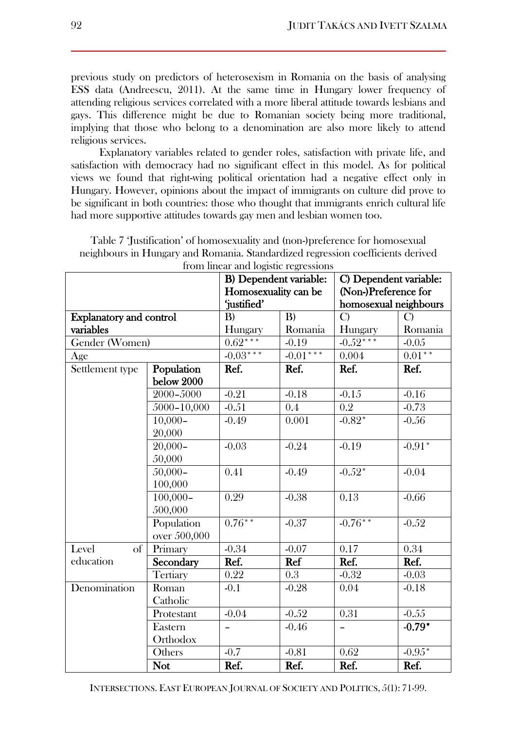previous study on predictors of heterosexism in Romania on the basis of analysing ESS data (Andreescu, 2011). At the same time in Hungary lower frequency of attending religious services correlated with a more liberal attitude towards lesbians and gays. This difference might be due to Romanian society being more traditional, implying that those who belong to a denomination are also more likely to attend religious services.

Explanatory variables related to gender roles, satisfaction with private life, and satisfaction with democracy had no significant effect in this model. As for political views we found that right-wing political orientation had a negative effect only in Hungary. However, opinions about the impact of immigrants on culture did prove to be significant in both countries: those who thought that immigrants enrich cultural life had more supportive attitudes towards gay men and lesbian women too.

Table 7 'Justification' of homosexuality and (non-)preference for homosexual neighbours in Hungary and Romania. Standardized regression coefficients derived from linear and logistic regressions

| | | **B) Dependent variable: Homosexuality can be 'justified'** | | **C) Dependent variable: (Non-)Preference for homosexual neighbours** | |
|---|---|---|---|---|---|
| **Explanatory and control variables** | | B) Hungary | B) Romania | C) Hungary | C) Romania |
| Gender (Women) | | 0.62*** | -0.19 | -0.52*** | -0.05 |
| Age | | -0.03*** | -0.01*** | 0.004 | 0.01** |
| Settlement type | **Population below 2000** | **Ref.** | **Ref.** | **Ref.** | **Ref.** |
| | 2000–5000 | -0.21 | -0.18 | -0.15 | -0.16 |
| | 5000–10,000 | -0.51 | 0.4 | 0.2 | -0.73 |
| | 10,000–20,000 | -0.49 | 0.001 | -0.82* | -0.56 |
| | 20,000–50,000 | -0.03 | -0.24 | -0.19 | -0.91* |
| | 50,000–100,000 | 0.41 | -0.49 | -0.52* | -0.04 |
| | 100,000–500,000 | 0.29 | -0.38 | 0.13 | -0.66 |
| | Population over 500,000 | 0.76** | -0.37 | -0.76** | -0.52 |
| Level of education | Primary | -0.34 | -0.07 | 0.17 | 0.34 |
| | **Secondary** | **Ref.** | **Ref** | **Ref.** | **Ref.** |
| | Tertiary | 0.22 | 0.3 | -0.32 | -0.03 |
| Denomination | Roman Catholic | -0.1 | -0.28 | 0.04 | -0.18 |
| | Protestant | -0.04 | -0.52 | 0.31 | -0.55 |
| | Eastern Orthodox | – | -0.46 | – | **-0.79*** |
| | Others | -0.7 | -0.81 | 0.62 | -0.95* |
| | **Not** | **Ref.** | **Ref.** | **Ref.** | **Ref.** |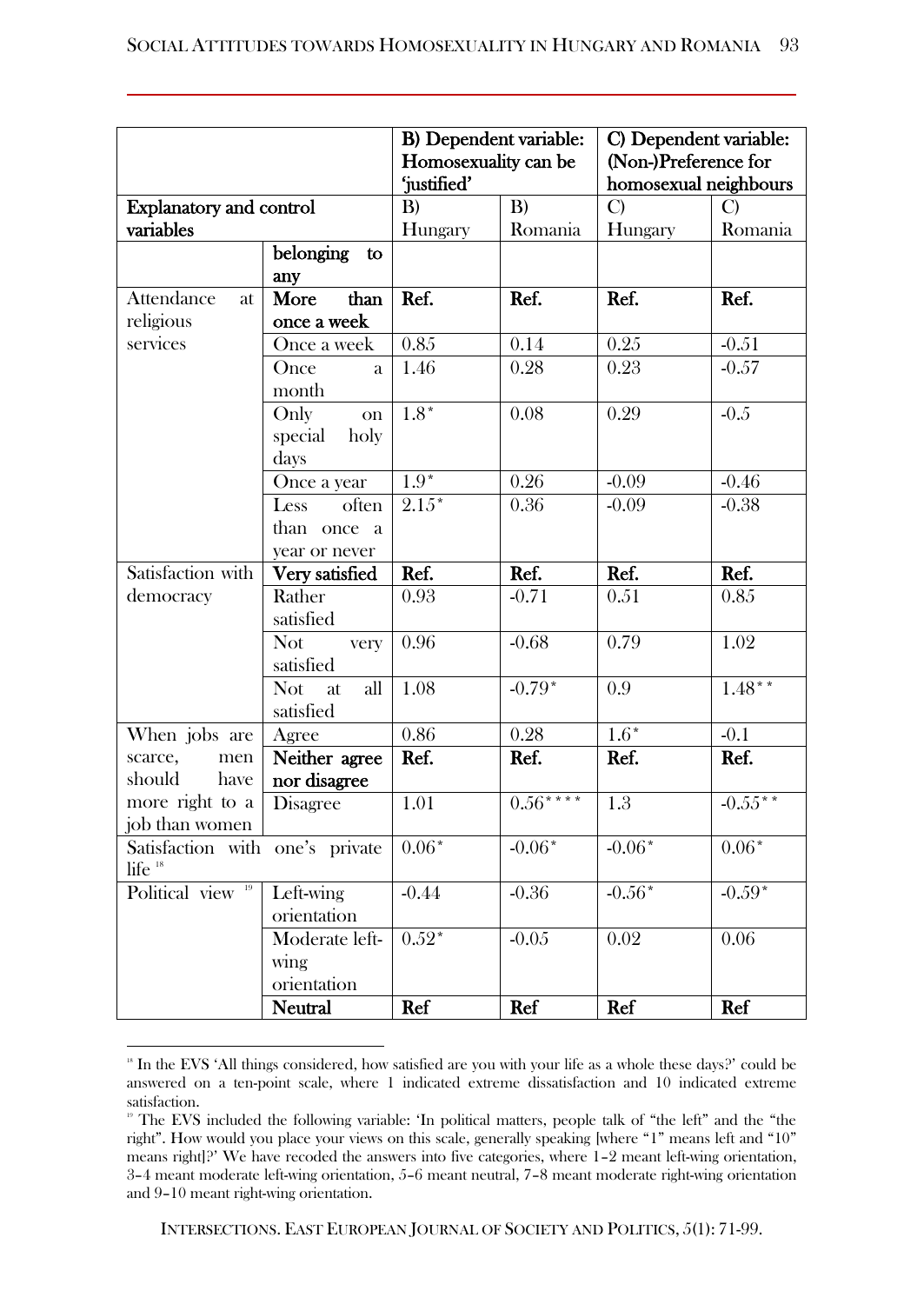| | | B) Dependent variable: Homosexuality can be 'justified' | | C) Dependent variable: (Non-)Preference for homosexual neighbours | |
|---|---|---|---|---|---|
| **Explanatory and control variables** | | B) Hungary | B) Romania | C) Hungary | C) Romania |
| | **belonging to any** | | | | |
| Attendance at religious services | **More than once a week** | **Ref.** | **Ref.** | **Ref.** | **Ref.** |
| | Once a week | 0.85 | 0.14 | 0.25 | -0.51 |
| | Once a month | 1.46 | 0.28 | 0.23 | -0.57 |
| | Only on special holy days | 1.8* | 0.08 | 0.29 | -0.5 |
| | Once a year | 1.9* | 0.26 | -0.09 | -0.46 |
| | Less often than once a year or never | 2.15* | 0.36 | -0.09 | -0.38 |
| Satisfaction with democracy | **Very satisfied** | **Ref.** | **Ref.** | **Ref.** | **Ref.** |
| | Rather satisfied | 0.93 | -0.71 | 0.51 | 0.85 |
| | Not very satisfied | 0.96 | -0.68 | 0.79 | 1.02 |
| | Not at all satisfied | 1.08 | -0.79* | 0.9 | 1.48** |
| When jobs are scarce, men should have more right to a job than women | Agree | 0.86 | 0.28 | 1.6* | -0.1 |
| | **Neither agree nor disagree** | **Ref.** | **Ref.** | **Ref.** | **Ref.** |
| | Disagree | 1.01 | 0.56**** | 1.3 | -0.55** |
| Satisfaction with one's private life [18] | | 0.06* | -0.06* | -0.06* | 0.06* |
| Political view [19] | Left-wing orientation | -0.44 | -0.36 | -0.56* | -0.59* |
| | Moderate left-wing orientation | 0.52* | -0.05 | 0.02 | 0.06 |
| | **Neutral** | **Ref** | **Ref** | **Ref** | **Ref** |

[18] In the EVS 'All things considered, how satisfied are you with your life as a whole these days?' could be answered on a ten-point scale, where 1 indicated extreme dissatisfaction and 10 indicated extreme satisfaction.

[19] The EVS included the following variable: 'In political matters, people talk of "the left" and the "the right". How would you place your views on this scale, generally speaking [where "1" means left and "10" means right]?' We have recoded the answers into five categories, where 1–2 meant left-wing orientation, 3–4 meant moderate left-wing orientation, 5–6 meant neutral, 7–8 meant moderate right-wing orientation and 9–10 meant right-wing orientation.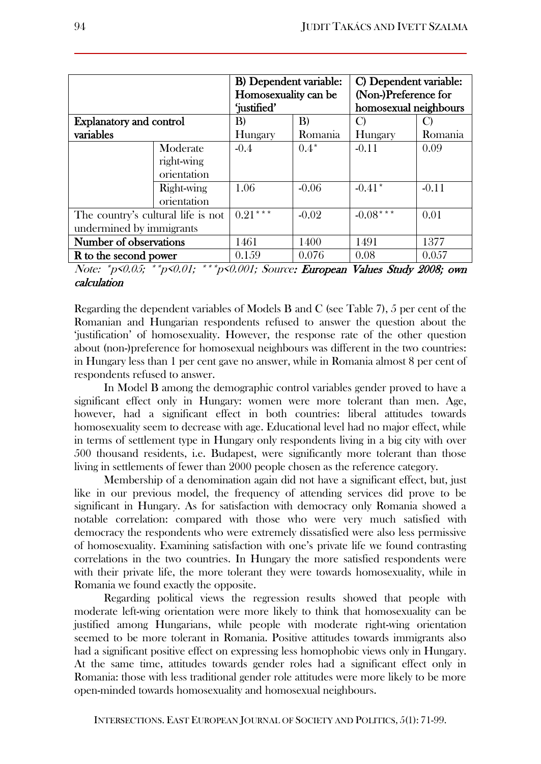| | | B) Dependent variable: Homosexuality can be 'justified' | | C) Dependent variable: (Non-)Preference for homosexual neighbours | |
|---|---|---|---|---|---|
| Explanatory and control variables | | B) Hungary | B) Romania | C) Hungary | C) Romania |
| | Moderate right-wing orientation | -0.4 | 0.4* | -0.11 | 0.09 |
| | Right-wing orientation | 1.06 | -0.06 | -0.41* | -0.11 |
| The country's cultural life is not undermined by immigrants | | 0.21*** | -0.02 | -0.08*** | 0.01 |
| **Number of observations** | | 1461 | 1400 | 1491 | 1377 |
| **R to the second power** | | 0.159 | 0.076 | 0.08 | 0.057 |

*Note: *p<0.05; **p<0.01; ***p<0.001; Source: **European Values Study 2008; own calculation***

Regarding the dependent variables of Models B and C (see Table 7), 5 per cent of the Romanian and Hungarian respondents refused to answer the question about the 'justification' of homosexuality. However, the response rate of the other question about (non-)preference for homosexual neighbours was different in the two countries: in Hungary less than 1 per cent gave no answer, while in Romania almost 8 per cent of respondents refused to answer.

In Model B among the demographic control variables gender proved to have a significant effect only in Hungary: women were more tolerant than men. Age, however, had a significant effect in both countries: liberal attitudes towards homosexuality seem to decrease with age. Educational level had no major effect, while in terms of settlement type in Hungary only respondents living in a big city with over 500 thousand residents, i.e. Budapest, were significantly more tolerant than those living in settlements of fewer than 2000 people chosen as the reference category.

Membership of a denomination again did not have a significant effect, but, just like in our previous model, the frequency of attending services did prove to be significant in Hungary. As for satisfaction with democracy only Romania showed a notable correlation: compared with those who were very much satisfied with democracy the respondents who were extremely dissatisfied were also less permissive of homosexuality. Examining satisfaction with one's private life we found contrasting correlations in the two countries. In Hungary the more satisfied respondents were with their private life, the more tolerant they were towards homosexuality, while in Romania we found exactly the opposite.

Regarding political views the regression results showed that people with moderate left-wing orientation were more likely to think that homosexuality can be justified among Hungarians, while people with moderate right-wing orientation seemed to be more tolerant in Romania. Positive attitudes towards immigrants also had a significant positive effect on expressing less homophobic views only in Hungary. At the same time, attitudes towards gender roles had a significant effect only in Romania: those with less traditional gender role attitudes were more likely to be more open-minded towards homosexuality and homosexual neighbours.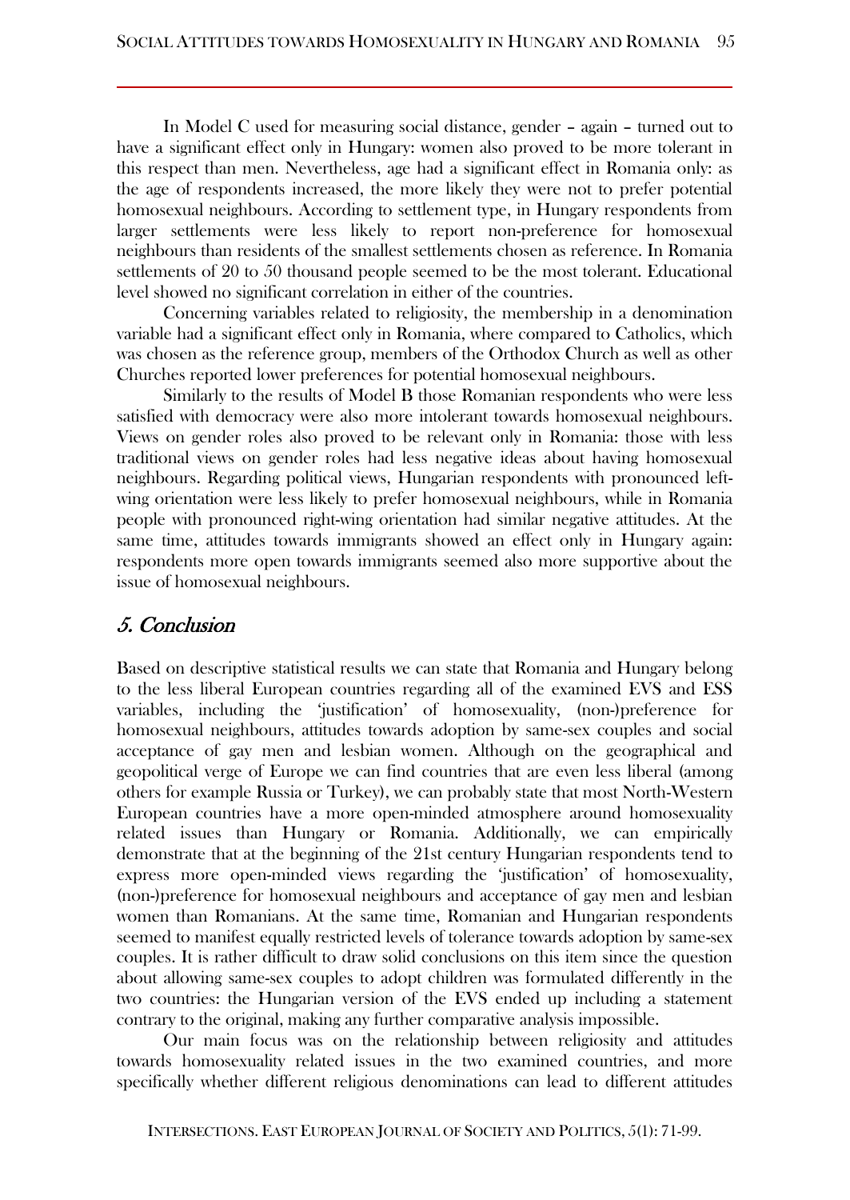In Model C used for measuring social distance, gender – again – turned out to have a significant effect only in Hungary: women also proved to be more tolerant in this respect than men. Nevertheless, age had a significant effect in Romania only: as the age of respondents increased, the more likely they were not to prefer potential homosexual neighbours. According to settlement type, in Hungary respondents from larger settlements were less likely to report non-preference for homosexual neighbours than residents of the smallest settlements chosen as reference. In Romania settlements of 20 to 50 thousand people seemed to be the most tolerant. Educational level showed no significant correlation in either of the countries.

Concerning variables related to religiosity, the membership in a denomination variable had a significant effect only in Romania, where compared to Catholics, which was chosen as the reference group, members of the Orthodox Church as well as other Churches reported lower preferences for potential homosexual neighbours.

Similarly to the results of Model B those Romanian respondents who were less satisfied with democracy were also more intolerant towards homosexual neighbours. Views on gender roles also proved to be relevant only in Romania: those with less traditional views on gender roles had less negative ideas about having homosexual neighbours. Regarding political views, Hungarian respondents with pronounced left-wing orientation were less likely to prefer homosexual neighbours, while in Romania people with pronounced right-wing orientation had similar negative attitudes. At the same time, attitudes towards immigrants showed an effect only in Hungary again: respondents more open towards immigrants seemed also more supportive about the issue of homosexual neighbours.

## *5. Conclusion*

Based on descriptive statistical results we can state that Romania and Hungary belong to the less liberal European countries regarding all of the examined EVS and ESS variables, including the 'justification' of homosexuality, (non-)preference for homosexual neighbours, attitudes towards adoption by same-sex couples and social acceptance of gay men and lesbian women. Although on the geographical and geopolitical verge of Europe we can find countries that are even less liberal (among others for example Russia or Turkey), we can probably state that most North-Western European countries have a more open-minded atmosphere around homosexuality related issues than Hungary or Romania. Additionally, we can empirically demonstrate that at the beginning of the 21st century Hungarian respondents tend to express more open-minded views regarding the 'justification' of homosexuality, (non-)preference for homosexual neighbours and acceptance of gay men and lesbian women than Romanians. At the same time, Romanian and Hungarian respondents seemed to manifest equally restricted levels of tolerance towards adoption by same-sex couples. It is rather difficult to draw solid conclusions on this item since the question about allowing same-sex couples to adopt children was formulated differently in the two countries: the Hungarian version of the EVS ended up including a statement contrary to the original, making any further comparative analysis impossible.

Our main focus was on the relationship between religiosity and attitudes towards homosexuality related issues in the two examined countries, and more specifically whether different religious denominations can lead to different attitudes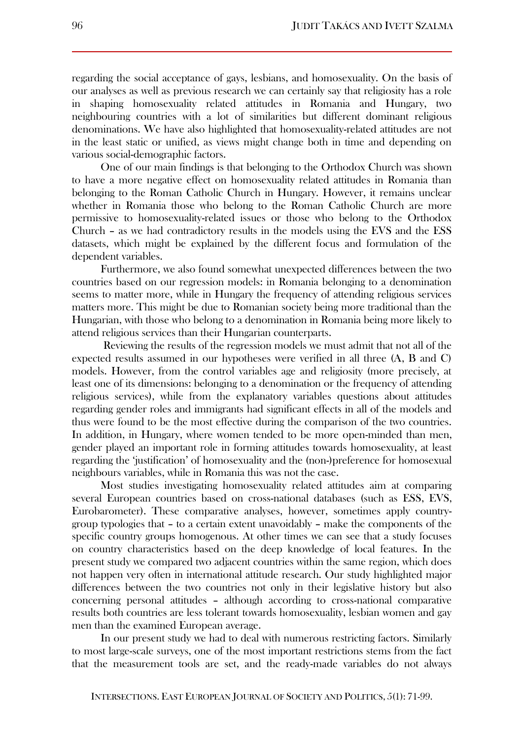regarding the social acceptance of gays, lesbians, and homosexuality. On the basis of our analyses as well as previous research we can certainly say that religiosity has a role in shaping homosexuality related attitudes in Romania and Hungary, two neighbouring countries with a lot of similarities but different dominant religious denominations. We have also highlighted that homosexuality-related attitudes are not in the least static or unified, as views might change both in time and depending on various social-demographic factors.

One of our main findings is that belonging to the Orthodox Church was shown to have a more negative effect on homosexuality related attitudes in Romania than belonging to the Roman Catholic Church in Hungary. However, it remains unclear whether in Romania those who belong to the Roman Catholic Church are more permissive to homosexuality-related issues or those who belong to the Orthodox Church – as we had contradictory results in the models using the EVS and the ESS datasets, which might be explained by the different focus and formulation of the dependent variables.

Furthermore, we also found somewhat unexpected differences between the two countries based on our regression models: in Romania belonging to a denomination seems to matter more, while in Hungary the frequency of attending religious services matters more. This might be due to Romanian society being more traditional than the Hungarian, with those who belong to a denomination in Romania being more likely to attend religious services than their Hungarian counterparts.

Reviewing the results of the regression models we must admit that not all of the expected results assumed in our hypotheses were verified in all three (A, B and C) models. However, from the control variables age and religiosity (more precisely, at least one of its dimensions: belonging to a denomination or the frequency of attending religious services), while from the explanatory variables questions about attitudes regarding gender roles and immigrants had significant effects in all of the models and thus were found to be the most effective during the comparison of the two countries. In addition, in Hungary, where women tended to be more open-minded than men, gender played an important role in forming attitudes towards homosexuality, at least regarding the 'justification' of homosexuality and the (non-)preference for homosexual neighbours variables, while in Romania this was not the case.

Most studies investigating homosexuality related attitudes aim at comparing several European countries based on cross-national databases (such as ESS, EVS, Eurobarometer). These comparative analyses, however, sometimes apply country-group typologies that – to a certain extent unavoidably – make the components of the specific country groups homogenous. At other times we can see that a study focuses on country characteristics based on the deep knowledge of local features. In the present study we compared two adjacent countries within the same region, which does not happen very often in international attitude research. Our study highlighted major differences between the two countries not only in their legislative history but also concerning personal attitudes – although according to cross-national comparative results both countries are less tolerant towards homosexuality, lesbian women and gay men than the examined European average.

In our present study we had to deal with numerous restricting factors. Similarly to most large-scale surveys, one of the most important restrictions stems from the fact that the measurement tools are set, and the ready-made variables do not always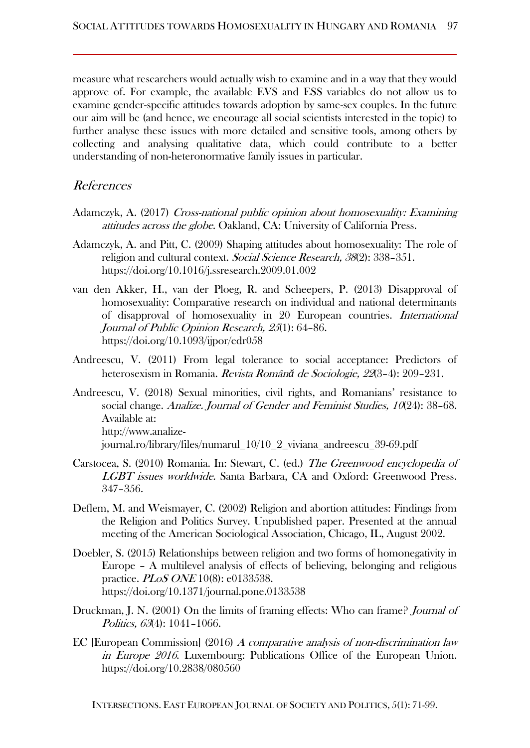measure what researchers would actually wish to examine and in a way that they would approve of. For example, the available EVS and ESS variables do not allow us to examine gender-specific attitudes towards adoption by same-sex couples. In the future our aim will be (and hence, we encourage all social scientists interested in the topic) to further analyse these issues with more detailed and sensitive tools, among others by collecting and analysing qualitative data, which could contribute to a better understanding of non-heteronormative family issues in particular.

## References

Adamczyk, A. (2017) *Cross-national public opinion about homosexuality: Examining attitudes across the globe*. Oakland, CA: University of California Press.

Adamczyk, A. and Pitt, C. (2009) Shaping attitudes about homosexuality: The role of religion and cultural context. *Social Science Research, 38*(2): 338–351. https://doi.org/10.1016/j.ssresearch.2009.01.002

van den Akker, H., van der Ploeg, R. and Scheepers, P. (2013) Disapproval of homosexuality: Comparative research on individual and national determinants of disapproval of homosexuality in 20 European countries. *International Journal of Public Opinion Research, 25*(1): 64–86. https://doi.org/10.1093/ijpor/edr058

Andreescu, V. (2011) From legal tolerance to social acceptance: Predictors of heterosexism in Romania. *Revista Română de Sociologie, 22*(3–4): 209–231.

Andreescu, V. (2018) Sexual minorities, civil rights, and Romanians' resistance to social change. *Analize. Journal of Gender and Feminist Studies, 10*(24): 38–68. Available at: http://www.analize-journal.ro/library/files/numarul_10/10_2_viviana_andreescu_39-69.pdf

Carstocea, S. (2010) Romania. In: Stewart, C. (ed.) *The Greenwood encyclopedia of LGBT issues worldwide.* Santa Barbara, CA and Oxford: Greenwood Press. 347–356.

Deflem, M. and Weismayer, C. (2002) Religion and abortion attitudes: Findings from the Religion and Politics Survey. Unpublished paper. Presented at the annual meeting of the American Sociological Association, Chicago, IL, August 2002.

Doebler, S. (2015) Relationships between religion and two forms of homonegativity in Europe – A multilevel analysis of effects of believing, belonging and religious practice. *PLoS ONE* 10(8): e0133538. https://doi.org/10.1371/journal.pone.0133538

Druckman, J. N. (2001) On the limits of framing effects: Who can frame? *Journal of Politics, 63*(4): 1041–1066.

EC [European Commission] (2016) *A comparative analysis of non-discrimination law in Europe 2016*. Luxembourg: Publications Office of the European Union. https://doi.org/10.2838/080560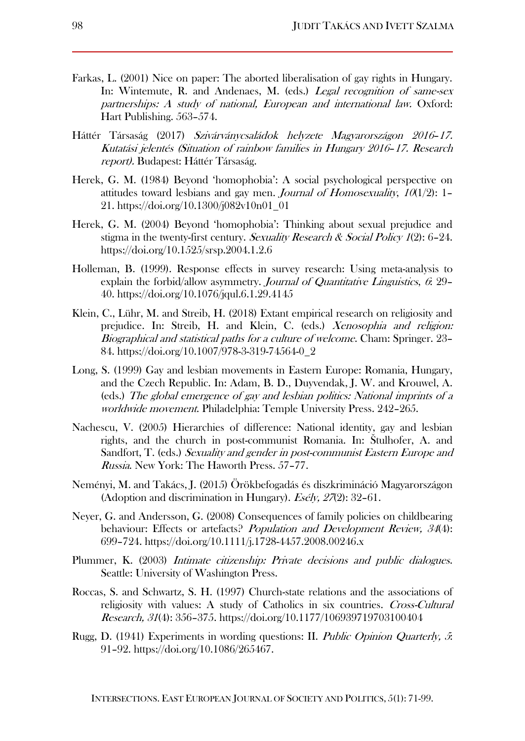Farkas, L. (2001) Nice on paper: The aborted liberalisation of gay rights in Hungary. In: Wintemute, R. and Andenaes, M. (eds.) *Legal recognition of same-sex partnerships: A study of national, European and international law.* Oxford: Hart Publishing. 563–574.

Háttér Társaság (2017) *Szivárványcsaládok helyzete Magyarországon 2016–17. Kutatási jelentés (Situation of rainbow families in Hungary 2016–17. Research report).* Budapest: Háttér Társaság.

Herek, G. M. (1984) Beyond 'homophobia': A social psychological perspective on attitudes toward lesbians and gay men. *Journal of Homosexuality*, *10*(1/2): 1–21. https://doi.org/10.1300/j082v10n01_01

Herek, G. M. (2004) Beyond 'homophobia': Thinking about sexual prejudice and stigma in the twenty-first century. *Sexuality Research & Social Policy 1*(2): 6–24. https://doi.org/10.1525/srsp.2004.1.2.6

Holleman, B. (1999). Response effects in survey research: Using meta-analysis to explain the forbid/allow asymmetry. *Journal of Quantitative Linguistics*, *6*: 29–40. https://doi.org/10.1076/jqul.6.1.29.4145

Klein, C., Lühr, M. and Streib, H. (2018) Extant empirical research on religiosity and prejudice. In: Streib, H. and Klein, C. (eds.) *Xenosophia and religion: Biographical and statistical paths for a culture of welcome*. Cham: Springer. 23–84. https://doi.org/10.1007/978-3-319-74564-0_2

Long, S. (1999) Gay and lesbian movements in Eastern Europe: Romania, Hungary, and the Czech Republic. In: Adam, B. D., Duyvendak, J. W. and Krouwel, A. (eds.) *The global emergence of gay and lesbian politics: National imprints of a worldwide movement*. Philadelphia: Temple University Press. 242–265.

Nachescu, V. (2005) Hierarchies of difference: National identity, gay and lesbian rights, and the church in post-communist Romania. In: Štulhofer, A. and Sandfort, T. (eds.) *Sexuality and gender in post-communist Eastern Europe and Russia*. New York: The Haworth Press. 57–77.

Neményi, M. and Takács, J. (2015) Örökbefogadás és diszkrimináció Magyarországon (Adoption and discrimination in Hungary). *Esély, 27*(2): 32–61.

Neyer, G. and Andersson, G. (2008) Consequences of family policies on childbearing behaviour: Effects or artefacts? *Population and Development Review, 34*(4): 699–724. https://doi.org/10.1111/j.1728-4457.2008.00246.x

Plummer, K. (2003) *Intimate citizenship: Private decisions and public dialogues*. Seattle: University of Washington Press.

Roccas, S. and Schwartz, S. H. (1997) Church-state relations and the associations of religiosity with values: A study of Catholics in six countries. *Cross-Cultural Research, 31*(4): 356–375. https://doi.org/10.1177/106939719703100404

Rugg, D. (1941) Experiments in wording questions: II. *Public Opinion Quarterly, 5*: 91–92. https://doi.org/10.1086/265467.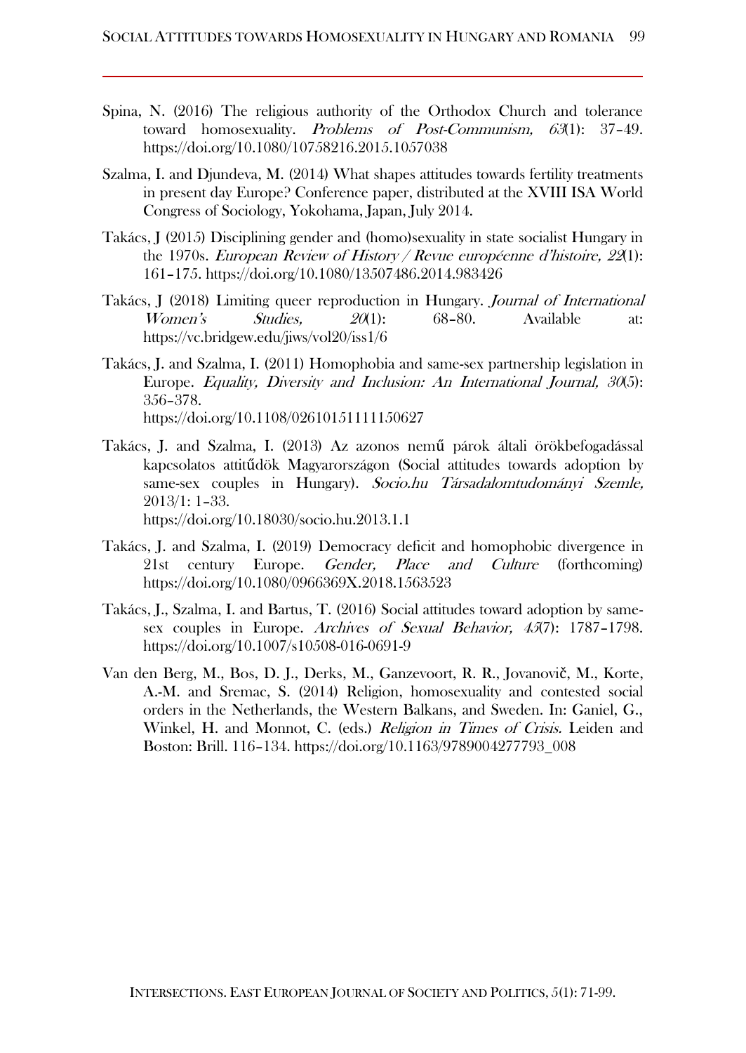Spina, N. (2016) The religious authority of the Orthodox Church and tolerance toward homosexuality. *Problems of Post-Communism, 63*(1): 37–49. https://doi.org/10.1080/10758216.2015.1057038

Szalma, I. and Djundeva, M. (2014) What shapes attitudes towards fertility treatments in present day Europe? Conference paper, distributed at the XVIII ISA World Congress of Sociology, Yokohama, Japan, July 2014.

Takács, J (2015) Disciplining gender and (homo)sexuality in state socialist Hungary in the 1970s. *European Review of History / Revue européenne d'histoire, 22*(1): 161–175. https://doi.org/10.1080/13507486.2014.983426

Takács, J (2018) Limiting queer reproduction in Hungary. *Journal of International Women's Studies, 20*(1): 68–80. Available at: https://vc.bridgew.edu/jiws/vol20/iss1/6

Takács, J. and Szalma, I. (2011) Homophobia and same-sex partnership legislation in Europe. *Equality, Diversity and Inclusion: An International Journal, 30*(5): 356–378. https://doi.org/10.1108/02610151111150627

Takács, J. and Szalma, I. (2013) Az azonos nemű párok általi örökbefogadással kapcsolatos attitűdök Magyarországon (Social attitudes towards adoption by same-sex couples in Hungary). *Socio.hu Társadalomtudományi Szemle,* 2013/1: 1–33. https://doi.org/10.18030/socio.hu.2013.1.1

Takács, J. and Szalma, I. (2019) Democracy deficit and homophobic divergence in 21st century Europe. *Gender, Place and Culture* (forthcoming) https://doi.org/10.1080/0966369X.2018.1563523

Takács, J., Szalma, I. and Bartus, T. (2016) Social attitudes toward adoption by same-sex couples in Europe. *Archives of Sexual Behavior, 45*(7): 1787–1798. https://doi.org/10.1007/s10508-016-0691-9

Van den Berg, M., Bos, D. J., Derks, M., Ganzevoort, R. R., Jovanovič, M., Korte, A.-M. and Sremac, S. (2014) Religion, homosexuality and contested social orders in the Netherlands, the Western Balkans, and Sweden. In: Ganiel, G., Winkel, H. and Monnot, C. (eds.) *Religion in Times of Crisis.* Leiden and Boston: Brill. 116–134. https://doi.org/10.1163/9789004277793_008